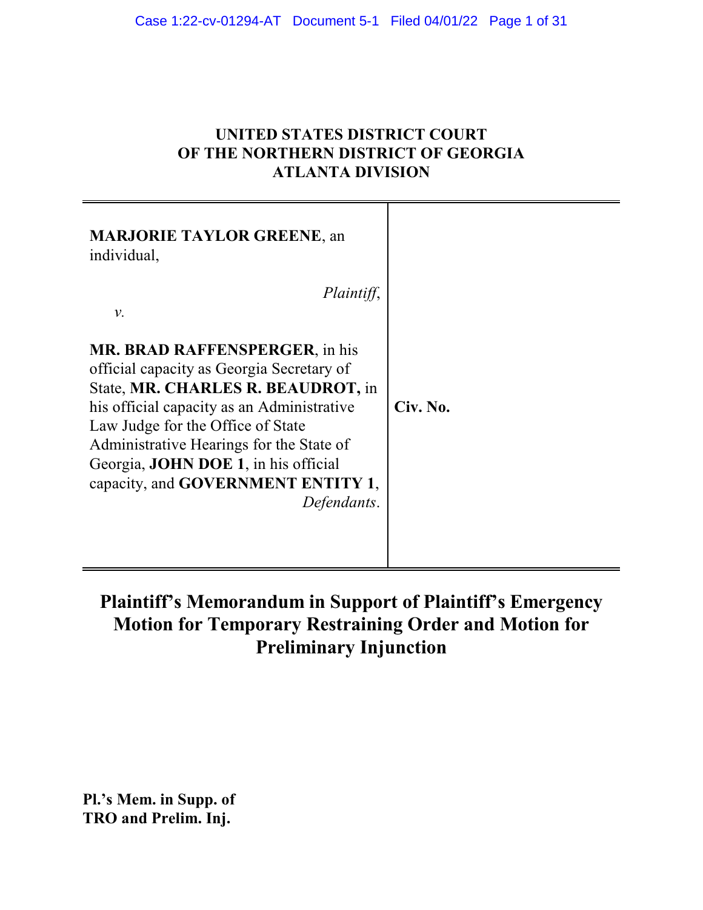**UNITED STATES DISTRICT COURT**
**OF THE NORTHERN DISTRICT OF GEORGIA**
**ATLANTA DIVISION**

| | |
|---|---|
| **MARJORIE TAYLOR GREENE**, an individual,<br><br>*Plaintiff*,<br><br>*v.*<br><br>**MR. BRAD RAFFENSPERGER**, in his official capacity as Georgia Secretary of State, **MR. CHARLES R. BEAUDROT,** in his official capacity as an Administrative Law Judge for the Office of State Administrative Hearings for the State of Georgia, **JOHN DOE 1**, in his official capacity, and **GOVERNMENT ENTITY 1**,<br>*Defendants*. | **Civ. No.** |

# Plaintiff's Memorandum in Support of Plaintiff's Emergency Motion for Temporary Restraining Order and Motion for Preliminary Injunction

**Pl.'s Mem. in Supp. of**
**TRO and Prelim. Inj.**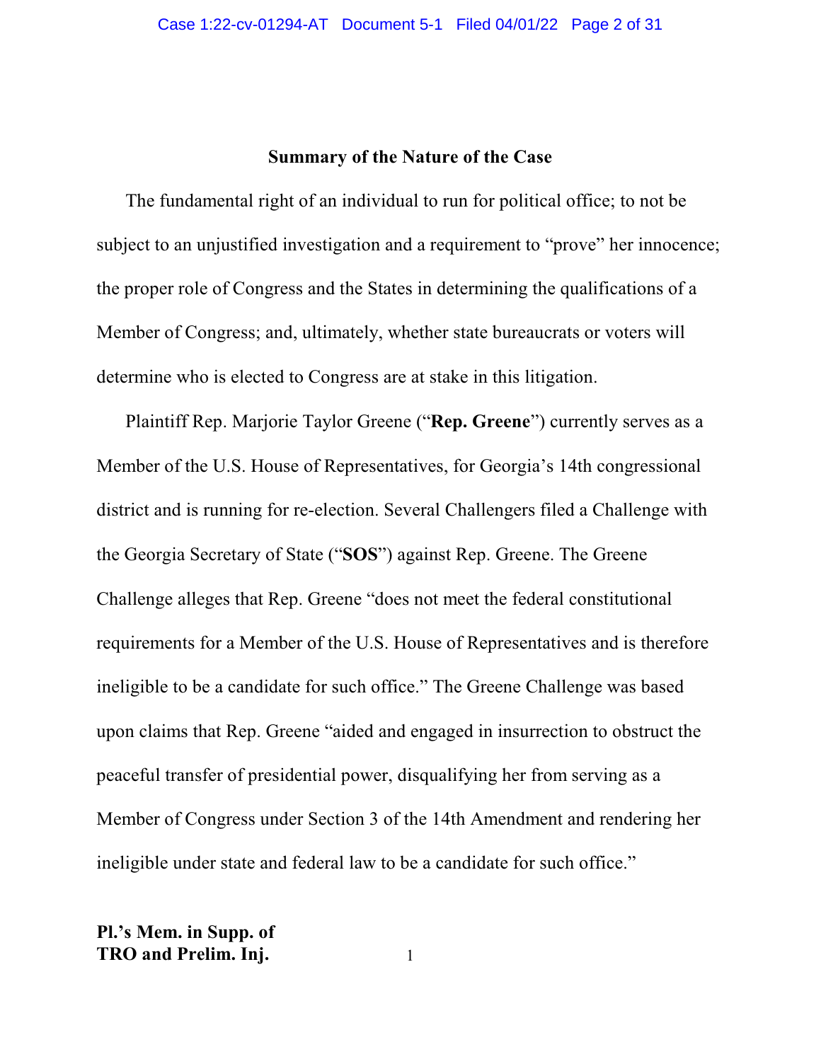## Summary of the Nature of the Case

The fundamental right of an individual to run for political office; to not be subject to an unjustified investigation and a requirement to "prove" her innocence; the proper role of Congress and the States in determining the qualifications of a Member of Congress; and, ultimately, whether state bureaucrats or voters will determine who is elected to Congress are at stake in this litigation.

Plaintiff Rep. Marjorie Taylor Greene ("**Rep. Greene**") currently serves as a Member of the U.S. House of Representatives, for Georgia's 14th congressional district and is running for re-election. Several Challengers filed a Challenge with the Georgia Secretary of State ("**SOS**") against Rep. Greene. The Greene Challenge alleges that Rep. Greene "does not meet the federal constitutional requirements for a Member of the U.S. House of Representatives and is therefore ineligible to be a candidate for such office." The Greene Challenge was based upon claims that Rep. Greene "aided and engaged in insurrection to obstruct the peaceful transfer of presidential power, disqualifying her from serving as a Member of Congress under Section 3 of the 14th Amendment and rendering her ineligible under state and federal law to be a candidate for such office."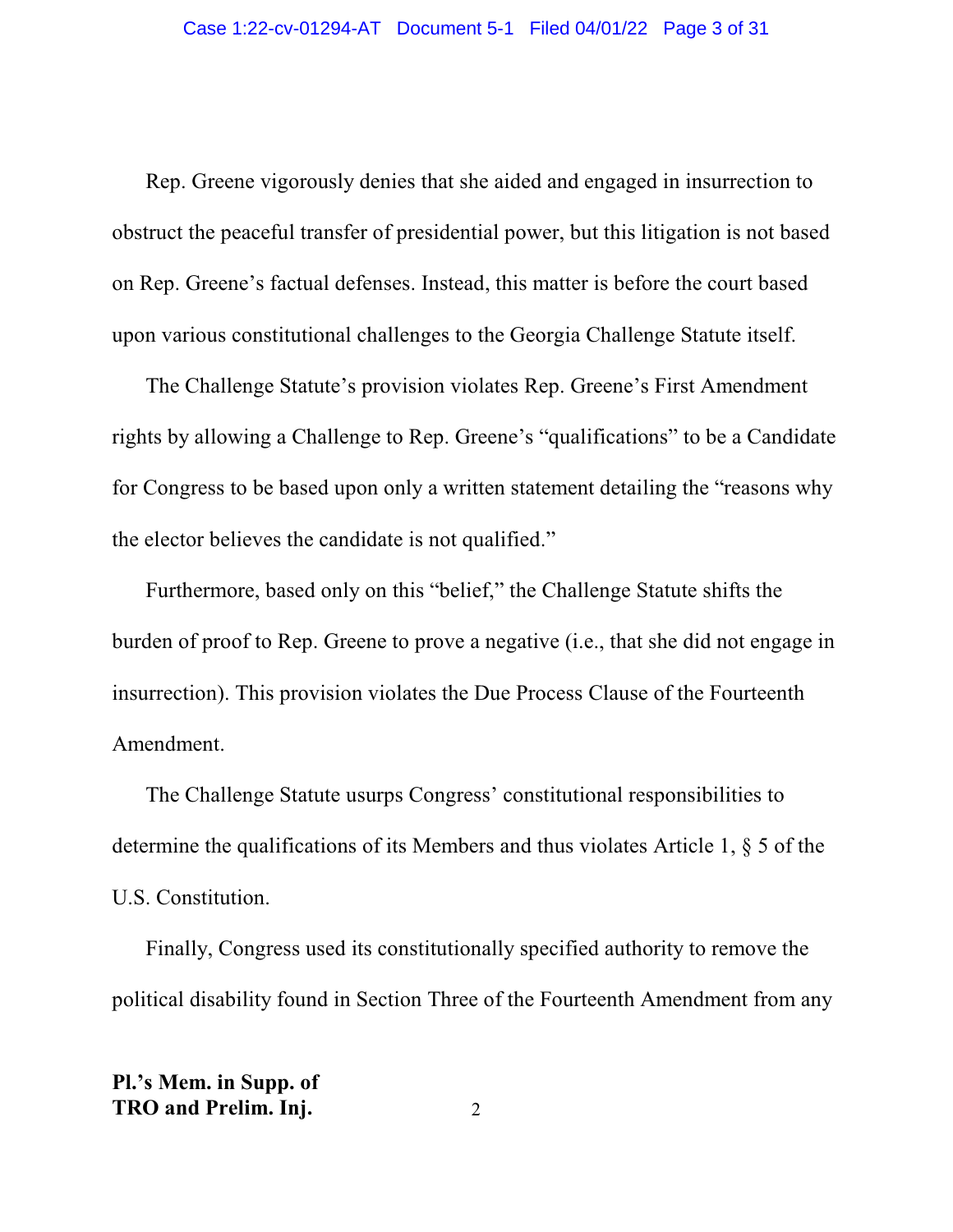Rep. Greene vigorously denies that she aided and engaged in insurrection to obstruct the peaceful transfer of presidential power, but this litigation is not based on Rep. Greene's factual defenses. Instead, this matter is before the court based upon various constitutional challenges to the Georgia Challenge Statute itself.

The Challenge Statute's provision violates Rep. Greene's First Amendment rights by allowing a Challenge to Rep. Greene's "qualifications" to be a Candidate for Congress to be based upon only a written statement detailing the "reasons why the elector believes the candidate is not qualified."

Furthermore, based only on this "belief," the Challenge Statute shifts the burden of proof to Rep. Greene to prove a negative (i.e., that she did not engage in insurrection). This provision violates the Due Process Clause of the Fourteenth Amendment.

The Challenge Statute usurps Congress' constitutional responsibilities to determine the qualifications of its Members and thus violates Article 1, § 5 of the U.S. Constitution.

Finally, Congress used its constitutionally specified authority to remove the political disability found in Section Three of the Fourteenth Amendment from any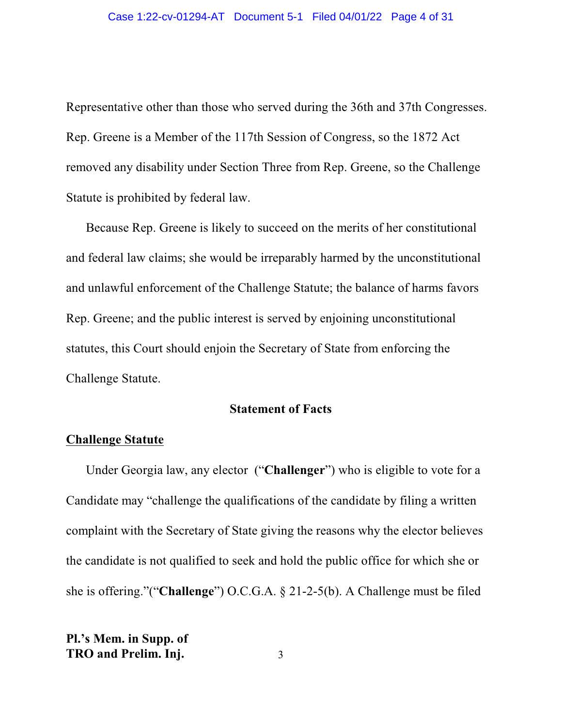Representative other than those who served during the 36th and 37th Congresses. Rep. Greene is a Member of the 117th Session of Congress, so the 1872 Act removed any disability under Section Three from Rep. Greene, so the Challenge Statute is prohibited by federal law.

Because Rep. Greene is likely to succeed on the merits of her constitutional and federal law claims; she would be irreparably harmed by the unconstitutional and unlawful enforcement of the Challenge Statute; the balance of harms favors Rep. Greene; and the public interest is served by enjoining unconstitutional statutes, this Court should enjoin the Secretary of State from enforcing the Challenge Statute.

## Statement of Facts

**Challenge Statute**

Under Georgia law, any elector ("**Challenger**") who is eligible to vote for a Candidate may "challenge the qualifications of the candidate by filing a written complaint with the Secretary of State giving the reasons why the elector believes the candidate is not qualified to seek and hold the public office for which she or she is offering."("**Challenge**") O.C.G.A. § 21-2-5(b). A Challenge must be filed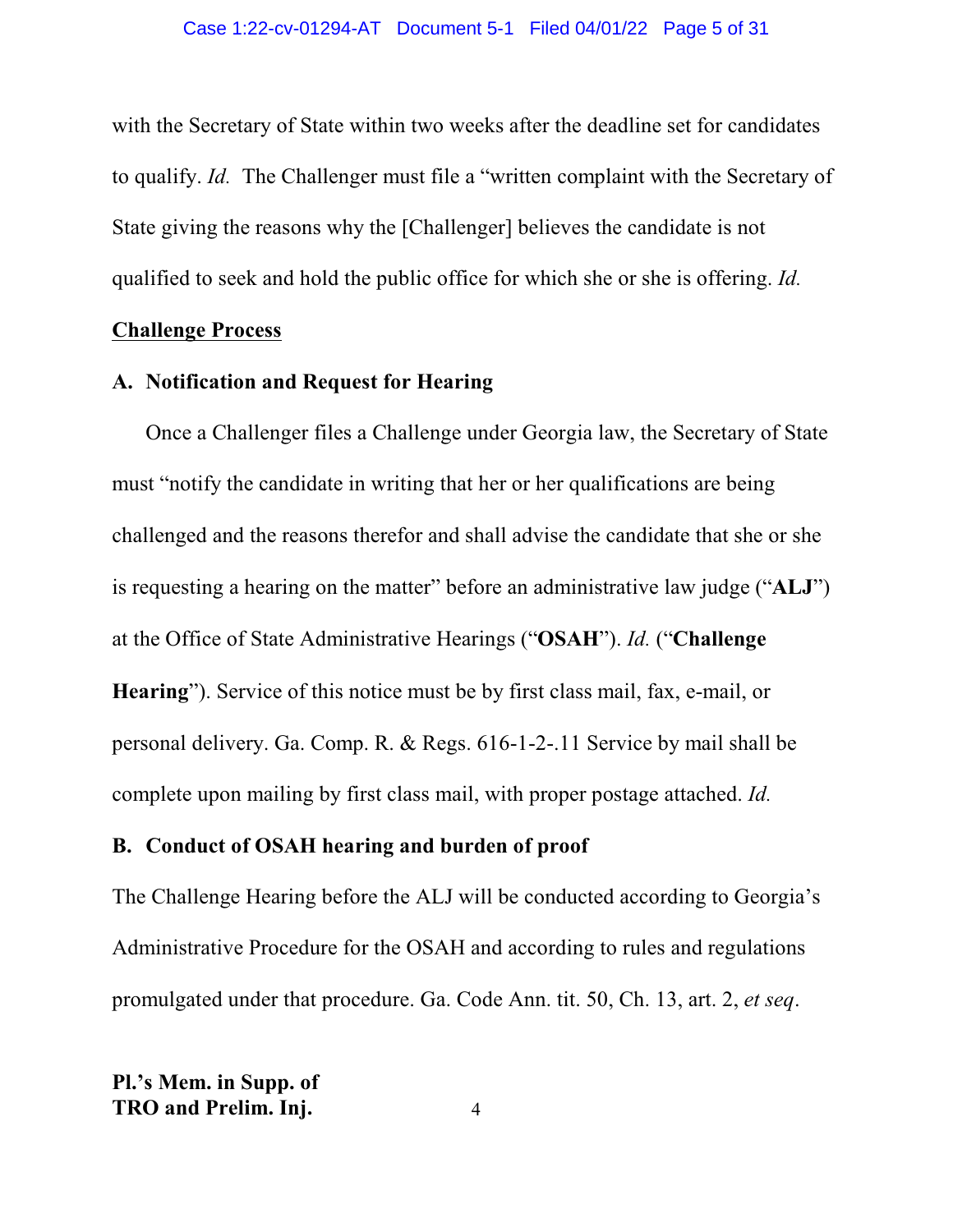with the Secretary of State within two weeks after the deadline set for candidates to qualify. *Id.* The Challenger must file a "written complaint with the Secretary of State giving the reasons why the [Challenger] believes the candidate is not qualified to seek and hold the public office for which she or she is offering. *Id.*

**Challenge Process**

### A. Notification and Request for Hearing

Once a Challenger files a Challenge under Georgia law, the Secretary of State must "notify the candidate in writing that her or her qualifications are being challenged and the reasons therefor and shall advise the candidate that she or she is requesting a hearing on the matter" before an administrative law judge ("**ALJ**") at the Office of State Administrative Hearings ("**OSAH**"). *Id.* ("**Challenge Hearing**"). Service of this notice must be by first class mail, fax, e-mail, or personal delivery. Ga. Comp. R. & Regs. 616-1-2-.11 Service by mail shall be complete upon mailing by first class mail, with proper postage attached. *Id.*

### B. Conduct of OSAH hearing and burden of proof

The Challenge Hearing before the ALJ will be conducted according to Georgia's Administrative Procedure for the OSAH and according to rules and regulations promulgated under that procedure. Ga. Code Ann. tit. 50, Ch. 13, art. 2, *et seq*.

**Pl.'s Mem. in Supp. of TRO and Prelim. Inj.**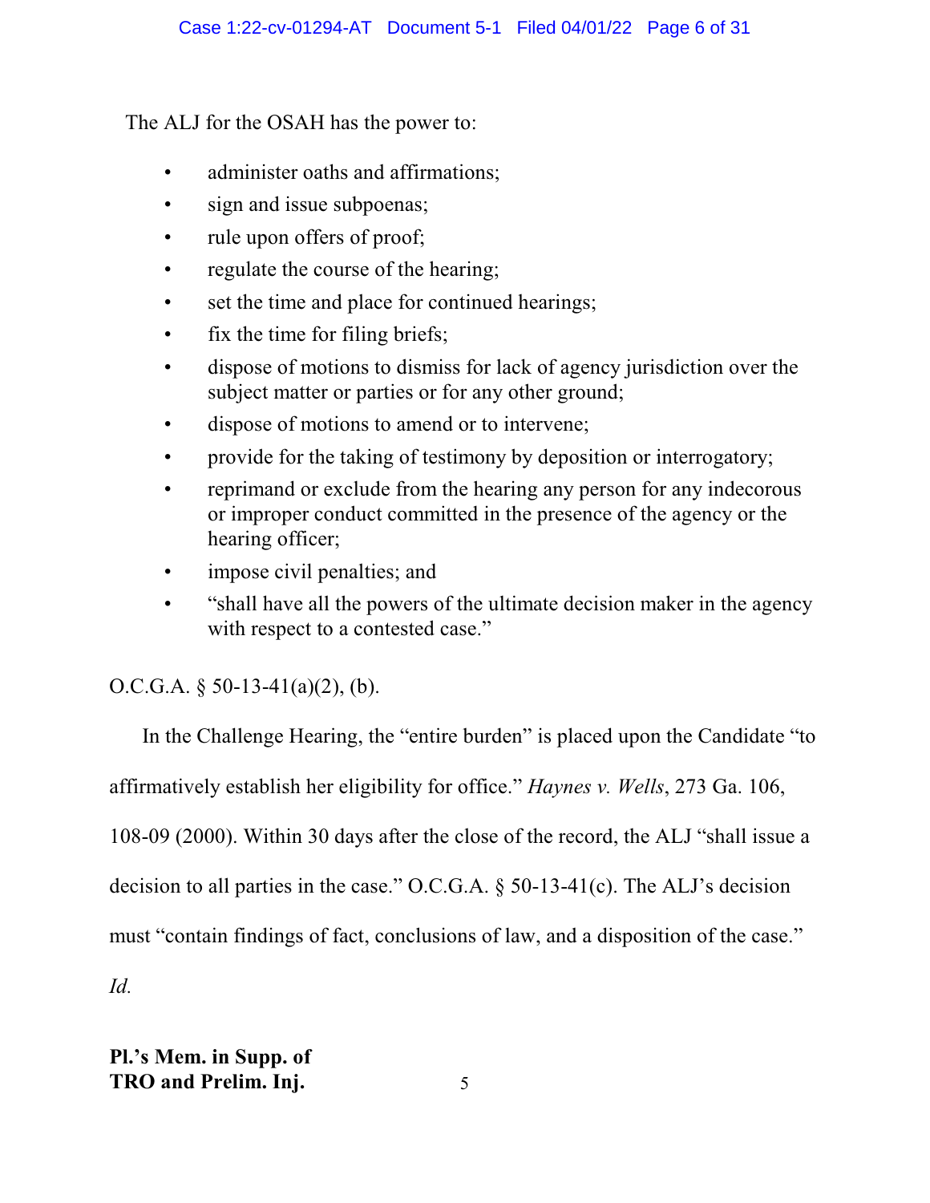The ALJ for the OSAH has the power to:

- administer oaths and affirmations;
- sign and issue subpoenas;
- rule upon offers of proof;
- regulate the course of the hearing;
- set the time and place for continued hearings;
- fix the time for filing briefs;
- dispose of motions to dismiss for lack of agency jurisdiction over the subject matter or parties or for any other ground;
- dispose of motions to amend or to intervene;
- provide for the taking of testimony by deposition or interrogatory;
- reprimand or exclude from the hearing any person for any indecorous or improper conduct committed in the presence of the agency or the hearing officer;
- impose civil penalties; and
- "shall have all the powers of the ultimate decision maker in the agency with respect to a contested case."

O.C.G.A. § 50-13-41(a)(2), (b).

In the Challenge Hearing, the "entire burden" is placed upon the Candidate "to affirmatively establish her eligibility for office." *Haynes v. Wells*, 273 Ga. 106, 108-09 (2000). Within 30 days after the close of the record, the ALJ "shall issue a decision to all parties in the case." O.C.G.A. § 50-13-41(c). The ALJ's decision must "contain findings of fact, conclusions of law, and a disposition of the case." *Id.*

**Pl.'s Mem. in Supp. of TRO and Prelim. Inj.**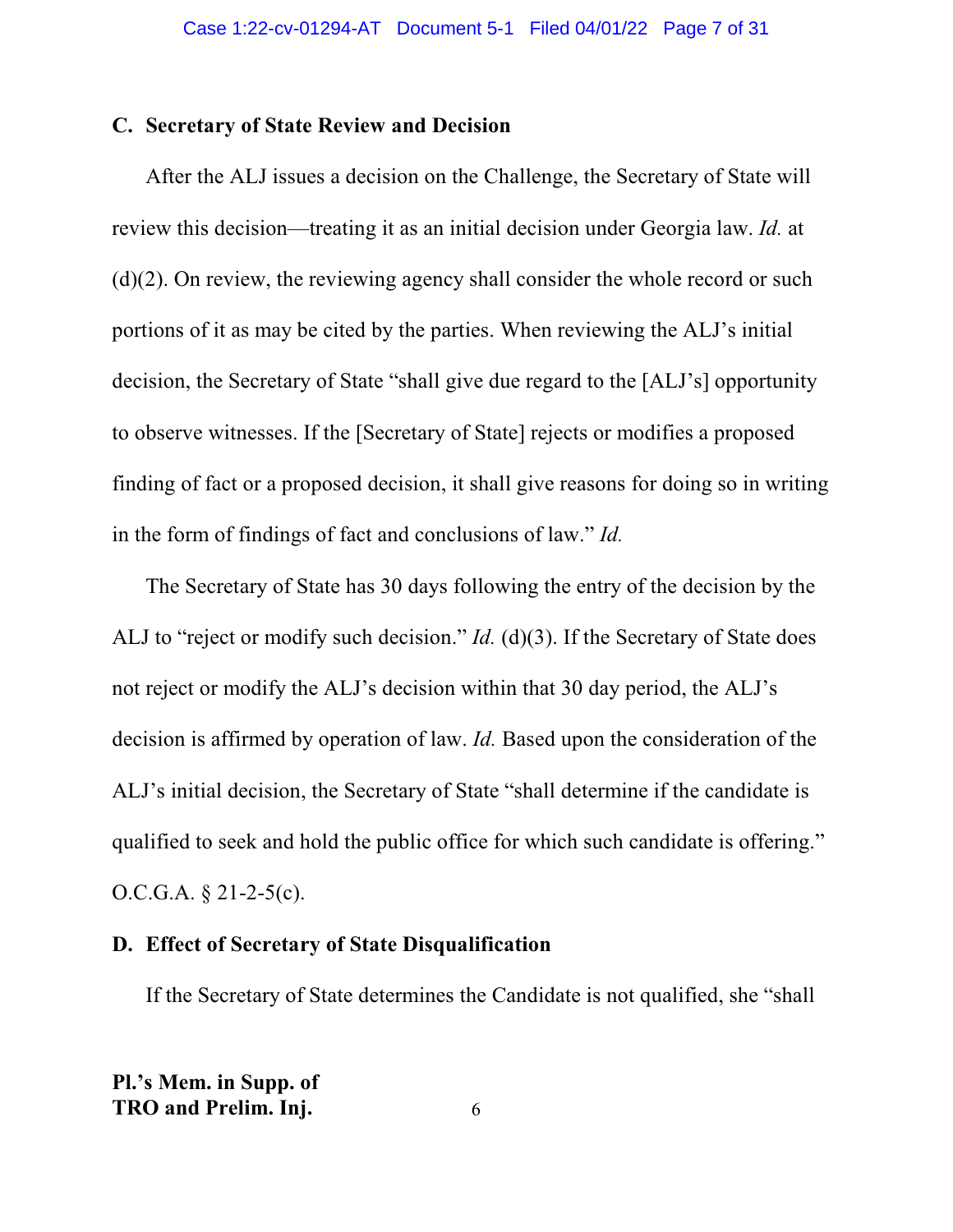### C. Secretary of State Review and Decision

After the ALJ issues a decision on the Challenge, the Secretary of State will review this decision—treating it as an initial decision under Georgia law. *Id.* at (d)(2). On review, the reviewing agency shall consider the whole record or such portions of it as may be cited by the parties. When reviewing the ALJ's initial decision, the Secretary of State "shall give due regard to the [ALJ's] opportunity to observe witnesses. If the [Secretary of State] rejects or modifies a proposed finding of fact or a proposed decision, it shall give reasons for doing so in writing in the form of findings of fact and conclusions of law." *Id.*

The Secretary of State has 30 days following the entry of the decision by the ALJ to "reject or modify such decision." *Id.* (d)(3). If the Secretary of State does not reject or modify the ALJ's decision within that 30 day period, the ALJ's decision is affirmed by operation of law. *Id.* Based upon the consideration of the ALJ's initial decision, the Secretary of State "shall determine if the candidate is qualified to seek and hold the public office for which such candidate is offering." O.C.G.A. § 21-2-5(c).

### D. Effect of Secretary of State Disqualification

If the Secretary of State determines the Candidate is not qualified, she "shall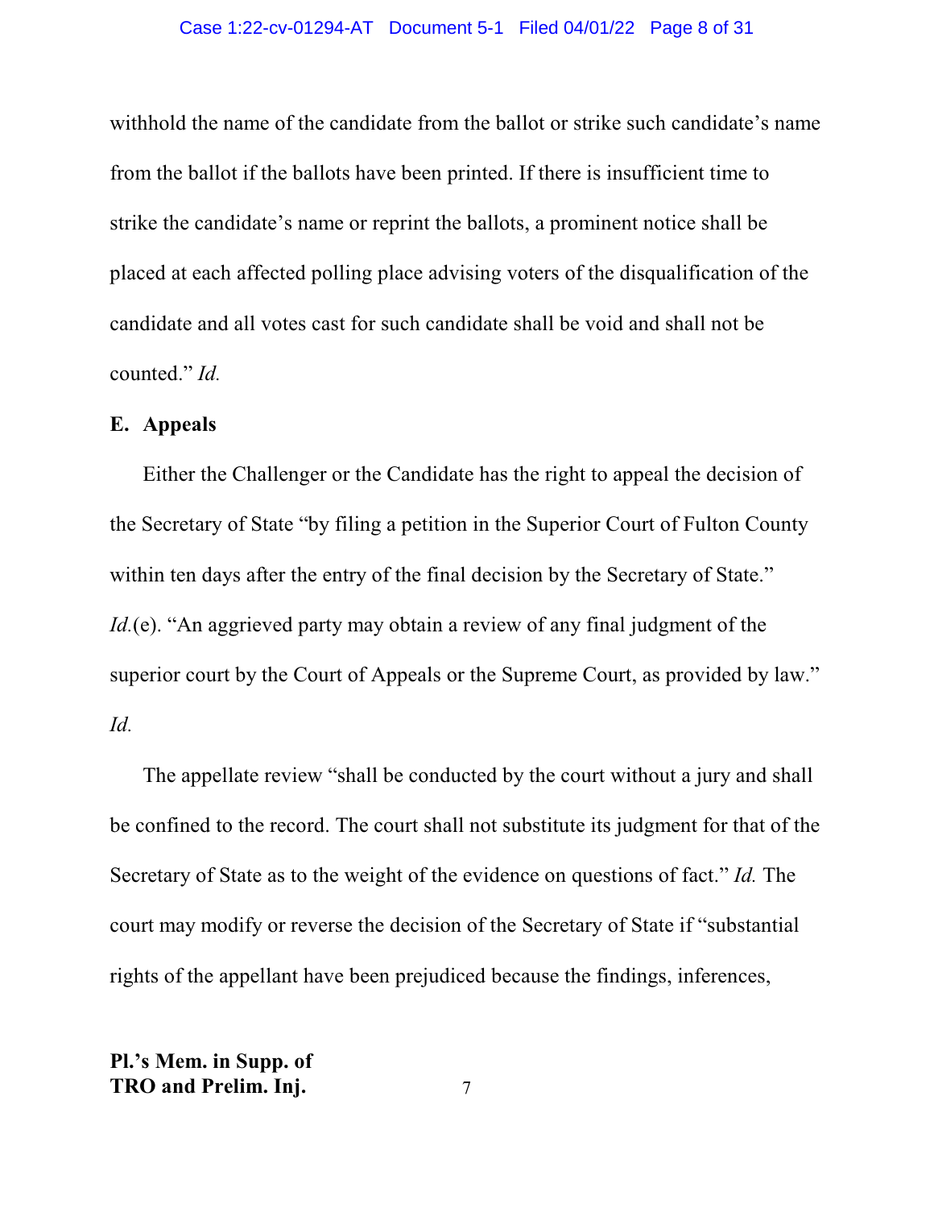withhold the name of the candidate from the ballot or strike such candidate's name from the ballot if the ballots have been printed. If there is insufficient time to strike the candidate's name or reprint the ballots, a prominent notice shall be placed at each affected polling place advising voters of the disqualification of the candidate and all votes cast for such candidate shall be void and shall not be counted." *Id.*

**E. Appeals**

Either the Challenger or the Candidate has the right to appeal the decision of the Secretary of State "by filing a petition in the Superior Court of Fulton County within ten days after the entry of the final decision by the Secretary of State." *Id.*(e). "An aggrieved party may obtain a review of any final judgment of the superior court by the Court of Appeals or the Supreme Court, as provided by law." *Id.*

The appellate review "shall be conducted by the court without a jury and shall be confined to the record. The court shall not substitute its judgment for that of the Secretary of State as to the weight of the evidence on questions of fact." *Id.* The court may modify or reverse the decision of the Secretary of State if "substantial rights of the appellant have been prejudiced because the findings, inferences,

**Pl.'s Mem. in Supp. of TRO and Prelim. Inj.**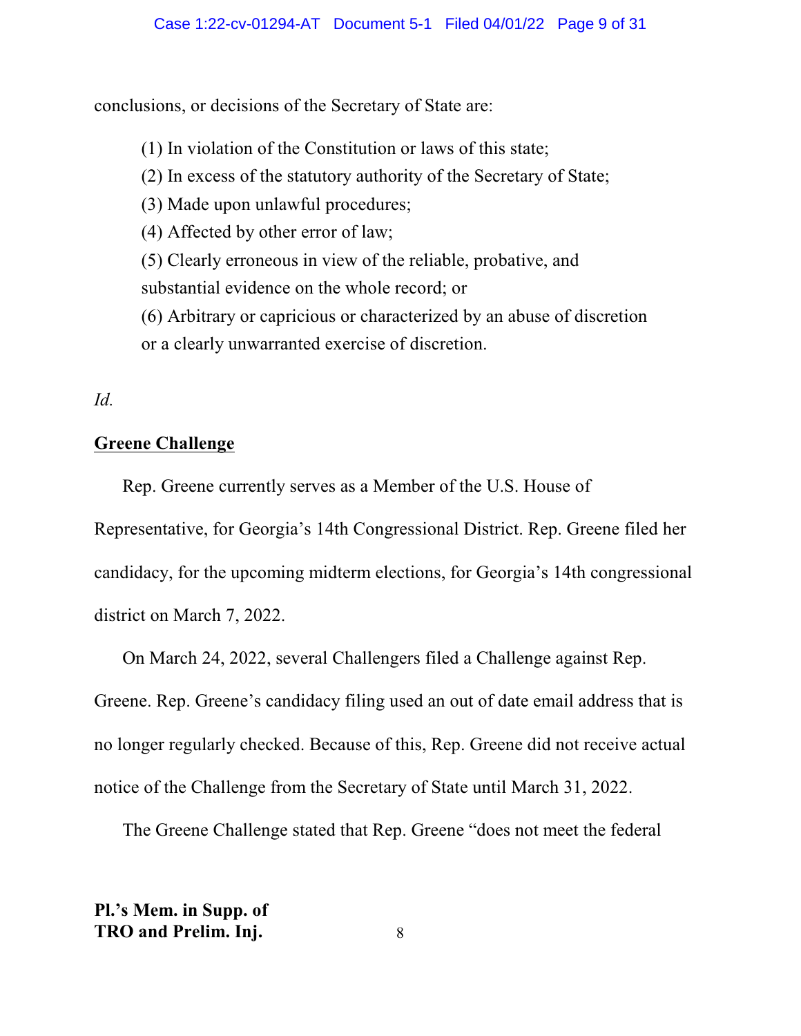conclusions, or decisions of the Secretary of State are:

> (1) In violation of the Constitution or laws of this state;
> (2) In excess of the statutory authority of the Secretary of State;
> (3) Made upon unlawful procedures;
> (4) Affected by other error of law;
> (5) Clearly erroneous in view of the reliable, probative, and substantial evidence on the whole record; or
> (6) Arbitrary or capricious or characterized by an abuse of discretion or a clearly unwarranted exercise of discretion.

*Id.*

**<u>Greene Challenge</u>**

Rep. Greene currently serves as a Member of the U.S. House of Representative, for Georgia's 14th Congressional District. Rep. Greene filed her candidacy, for the upcoming midterm elections, for Georgia's 14th congressional district on March 7, 2022.

On March 24, 2022, several Challengers filed a Challenge against Rep. Greene. Rep. Greene's candidacy filing used an out of date email address that is no longer regularly checked. Because of this, Rep. Greene did not receive actual notice of the Challenge from the Secretary of State until March 31, 2022.

The Greene Challenge stated that Rep. Greene "does not meet the federal

**Pl.'s Mem. in Supp. of TRO and Prelim. Inj.**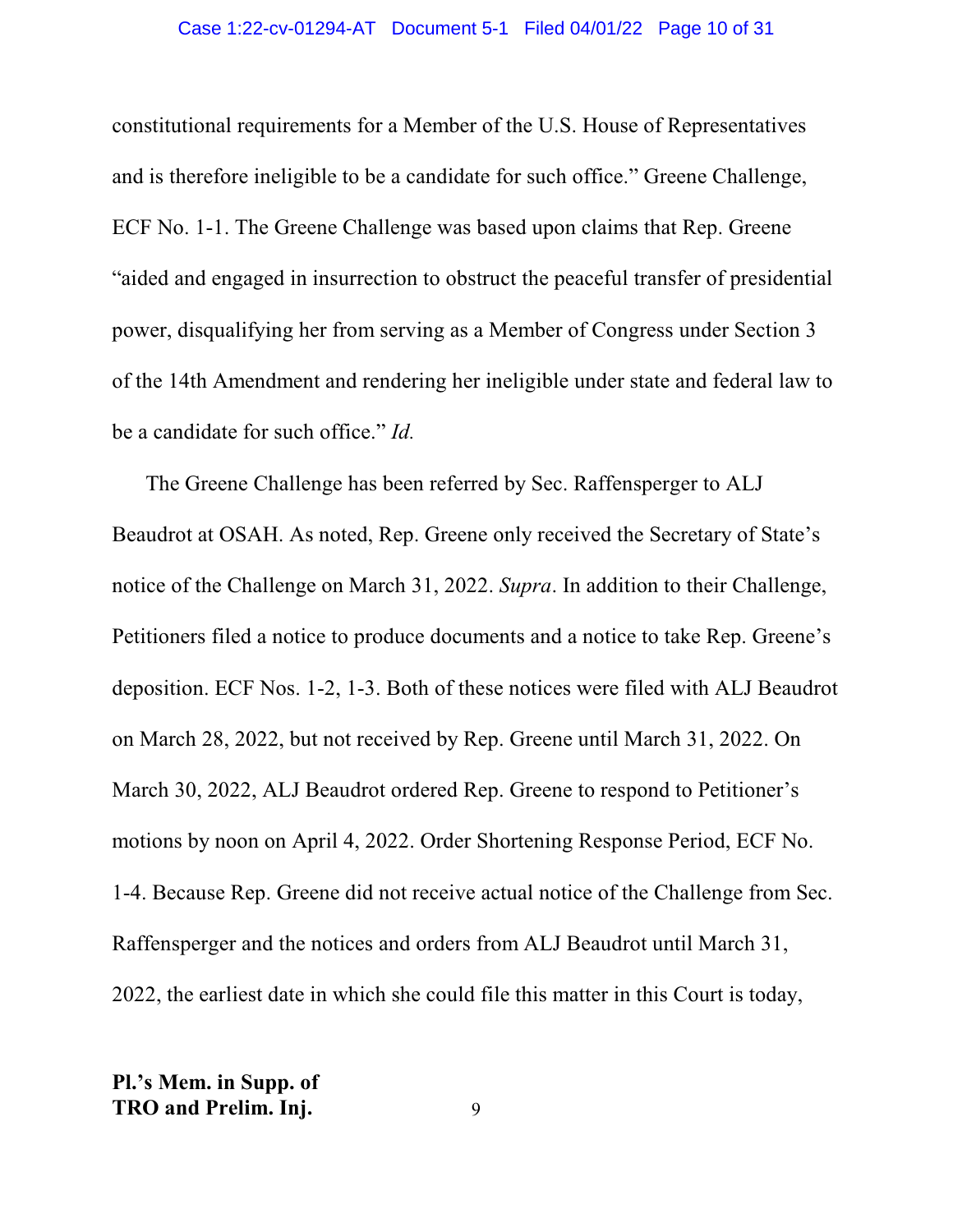constitutional requirements for a Member of the U.S. House of Representatives and is therefore ineligible to be a candidate for such office." Greene Challenge, ECF No. 1-1. The Greene Challenge was based upon claims that Rep. Greene "aided and engaged in insurrection to obstruct the peaceful transfer of presidential power, disqualifying her from serving as a Member of Congress under Section 3 of the 14th Amendment and rendering her ineligible under state and federal law to be a candidate for such office." *Id.*

The Greene Challenge has been referred by Sec. Raffensperger to ALJ Beaudrot at OSAH. As noted, Rep. Greene only received the Secretary of State's notice of the Challenge on March 31, 2022. *Supra*. In addition to their Challenge, Petitioners filed a notice to produce documents and a notice to take Rep. Greene's deposition. ECF Nos. 1-2, 1-3. Both of these notices were filed with ALJ Beaudrot on March 28, 2022, but not received by Rep. Greene until March 31, 2022. On March 30, 2022, ALJ Beaudrot ordered Rep. Greene to respond to Petitioner's motions by noon on April 4, 2022. Order Shortening Response Period, ECF No. 1-4. Because Rep. Greene did not receive actual notice of the Challenge from Sec. Raffensperger and the notices and orders from ALJ Beaudrot until March 31, 2022, the earliest date in which she could file this matter in this Court is today,

**Pl.'s Mem. in Supp. of TRO and Prelim. Inj.**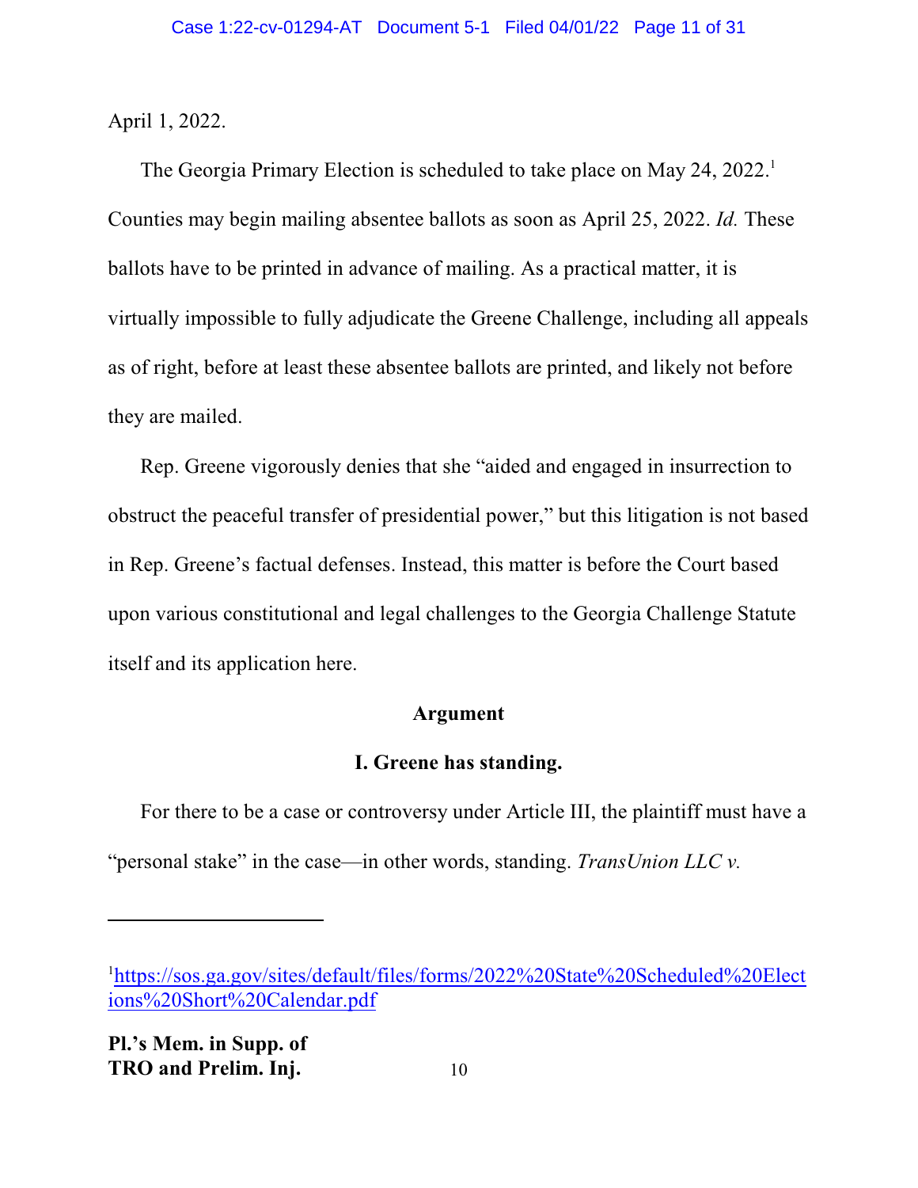April 1, 2022.

The Georgia Primary Election is scheduled to take place on May 24, 2022.[1] Counties may begin mailing absentee ballots as soon as April 25, 2022. *Id.* These ballots have to be printed in advance of mailing. As a practical matter, it is virtually impossible to fully adjudicate the Greene Challenge, including all appeals as of right, before at least these absentee ballots are printed, and likely not before they are mailed.

Rep. Greene vigorously denies that she "aided and engaged in insurrection to obstruct the peaceful transfer of presidential power," but this litigation is not based in Rep. Greene's factual defenses. Instead, this matter is before the Court based upon various constitutional and legal challenges to the Georgia Challenge Statute itself and its application here.

## Argument

### I. Greene has standing.

For there to be a case or controversy under Article III, the plaintiff must have a "personal stake" in the case—in other words, standing. *TransUnion LLC v.*

---

[1] https://sos.ga.gov/sites/default/files/forms/2022%20State%20Scheduled%20Elections%20Short%20Calendar.pdf

**Pl.'s Mem. in Supp. of TRO and Prelim. Inj.**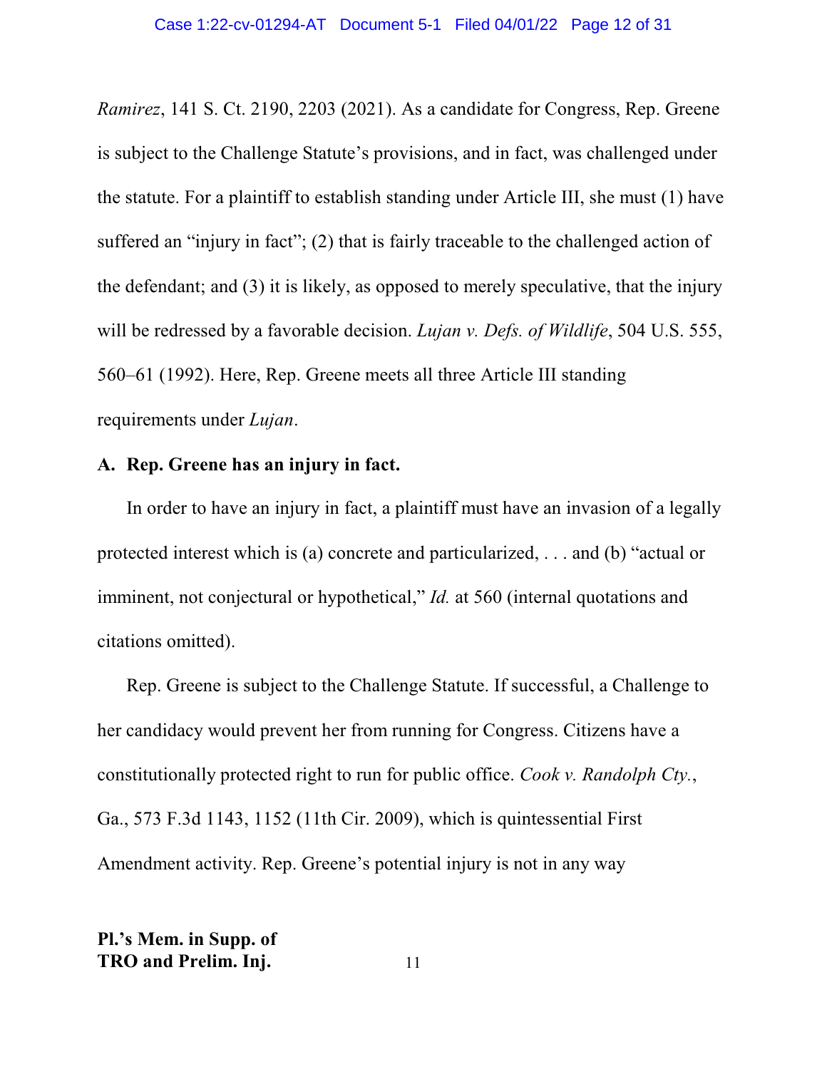*Ramirez*, 141 S. Ct. 2190, 2203 (2021). As a candidate for Congress, Rep. Greene is subject to the Challenge Statute's provisions, and in fact, was challenged under the statute. For a plaintiff to establish standing under Article III, she must (1) have suffered an "injury in fact"; (2) that is fairly traceable to the challenged action of the defendant; and (3) it is likely, as opposed to merely speculative, that the injury will be redressed by a favorable decision. *Lujan v. Defs. of Wildlife*, 504 U.S. 555, 560–61 (1992). Here, Rep. Greene meets all three Article III standing requirements under *Lujan*.

**A. Rep. Greene has an injury in fact.**

In order to have an injury in fact, a plaintiff must have an invasion of a legally protected interest which is (a) concrete and particularized, . . . and (b) "actual or imminent, not conjectural or hypothetical," *Id.* at 560 (internal quotations and citations omitted).

Rep. Greene is subject to the Challenge Statute. If successful, a Challenge to her candidacy would prevent her from running for Congress. Citizens have a constitutionally protected right to run for public office. *Cook v. Randolph Cty.*, Ga., 573 F.3d 1143, 1152 (11th Cir. 2009), which is quintessential First Amendment activity. Rep. Greene's potential injury is not in any way

**Pl.'s Mem. in Supp. of TRO and Prelim. Inj.**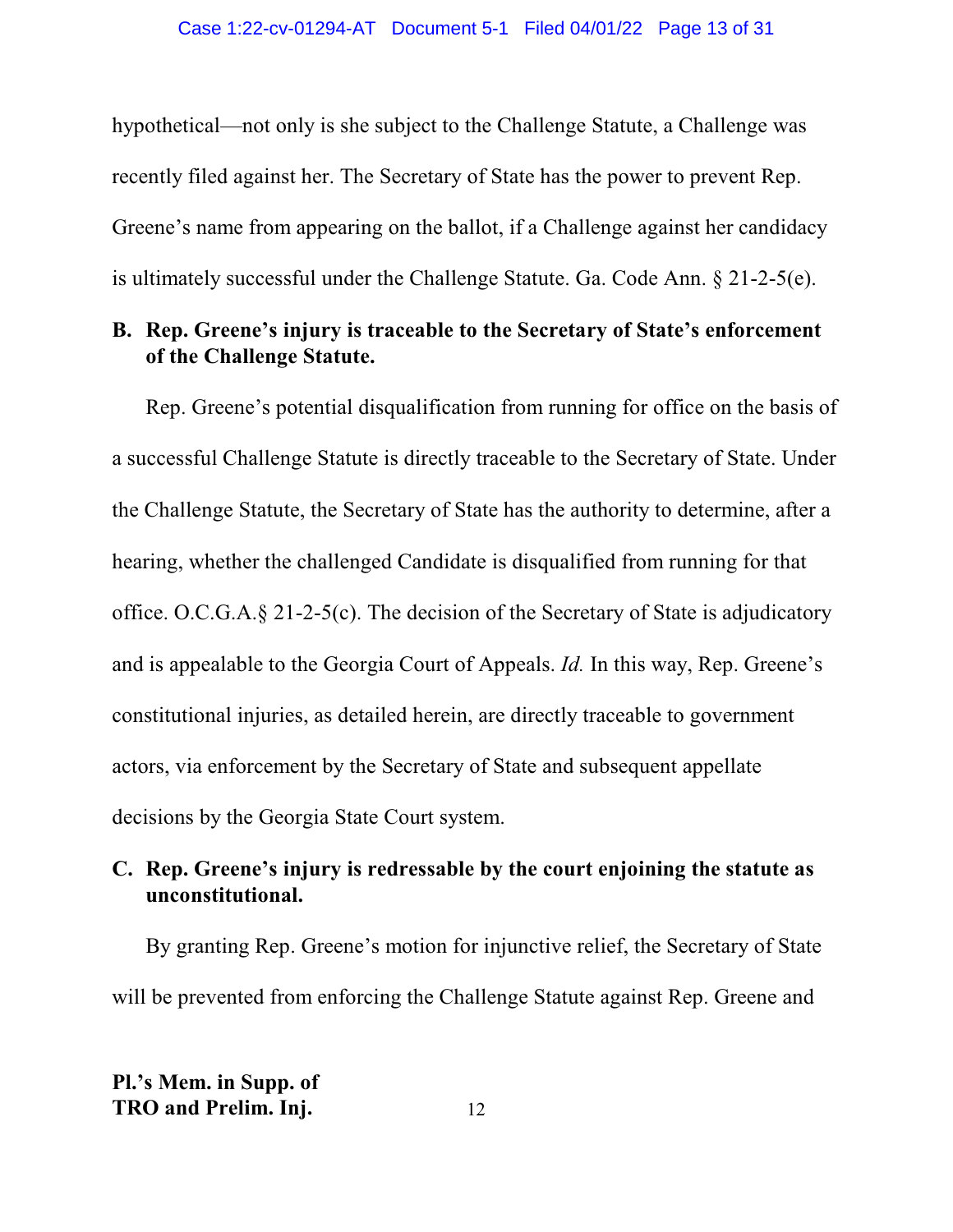hypothetical—not only is she subject to the Challenge Statute, a Challenge was recently filed against her. The Secretary of State has the power to prevent Rep. Greene's name from appearing on the ballot, if a Challenge against her candidacy is ultimately successful under the Challenge Statute. Ga. Code Ann. § 21-2-5(e).

**B. Rep. Greene's injury is traceable to the Secretary of State's enforcement of the Challenge Statute.**

Rep. Greene's potential disqualification from running for office on the basis of a successful Challenge Statute is directly traceable to the Secretary of State. Under the Challenge Statute, the Secretary of State has the authority to determine, after a hearing, whether the challenged Candidate is disqualified from running for that office. O.C.G.A.§ 21-2-5(c). The decision of the Secretary of State is adjudicatory and is appealable to the Georgia Court of Appeals. *Id.* In this way, Rep. Greene's constitutional injuries, as detailed herein, are directly traceable to government actors, via enforcement by the Secretary of State and subsequent appellate decisions by the Georgia State Court system.

**C. Rep. Greene's injury is redressable by the court enjoining the statute as unconstitutional.**

By granting Rep. Greene's motion for injunctive relief, the Secretary of State will be prevented from enforcing the Challenge Statute against Rep. Greene and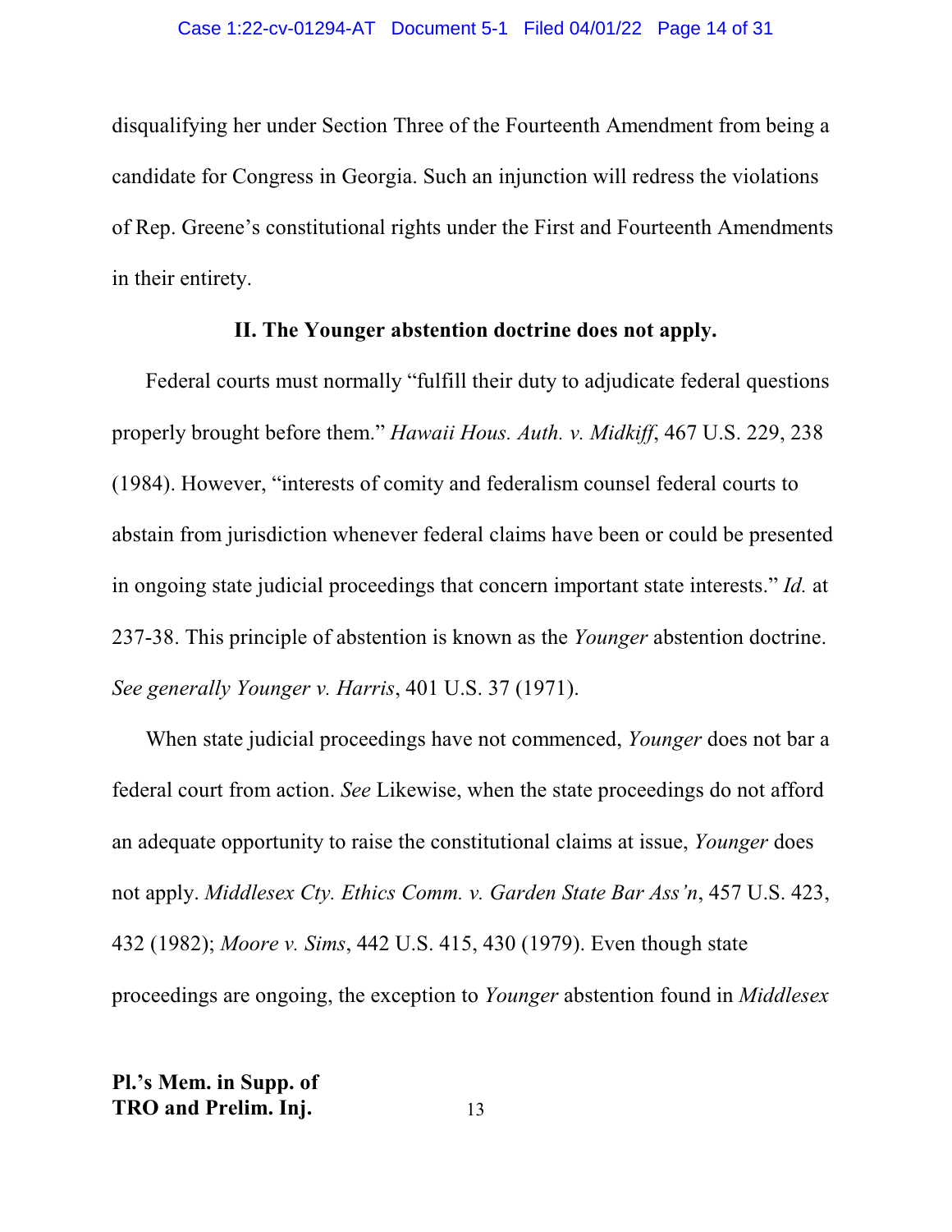disqualifying her under Section Three of the Fourteenth Amendment from being a candidate for Congress in Georgia. Such an injunction will redress the violations of Rep. Greene's constitutional rights under the First and Fourteenth Amendments in their entirety.

## II. The Younger abstention doctrine does not apply.

Federal courts must normally "fulfill their duty to adjudicate federal questions properly brought before them." *Hawaii Hous. Auth. v. Midkiff*, 467 U.S. 229, 238 (1984). However, "interests of comity and federalism counsel federal courts to abstain from jurisdiction whenever federal claims have been or could be presented in ongoing state judicial proceedings that concern important state interests." *Id.* at 237-38. This principle of abstention is known as the *Younger* abstention doctrine. *See generally Younger v. Harris*, 401 U.S. 37 (1971).

When state judicial proceedings have not commenced, *Younger* does not bar a federal court from action. *See* Likewise, when the state proceedings do not afford an adequate opportunity to raise the constitutional claims at issue, *Younger* does not apply. *Middlesex Cty. Ethics Comm. v. Garden State Bar Ass'n*, 457 U.S. 423, 432 (1982); *Moore v. Sims*, 442 U.S. 415, 430 (1979). Even though state proceedings are ongoing, the exception to *Younger* abstention found in *Middlesex*

**Pl.'s Mem. in Supp. of TRO and Prelim. Inj.**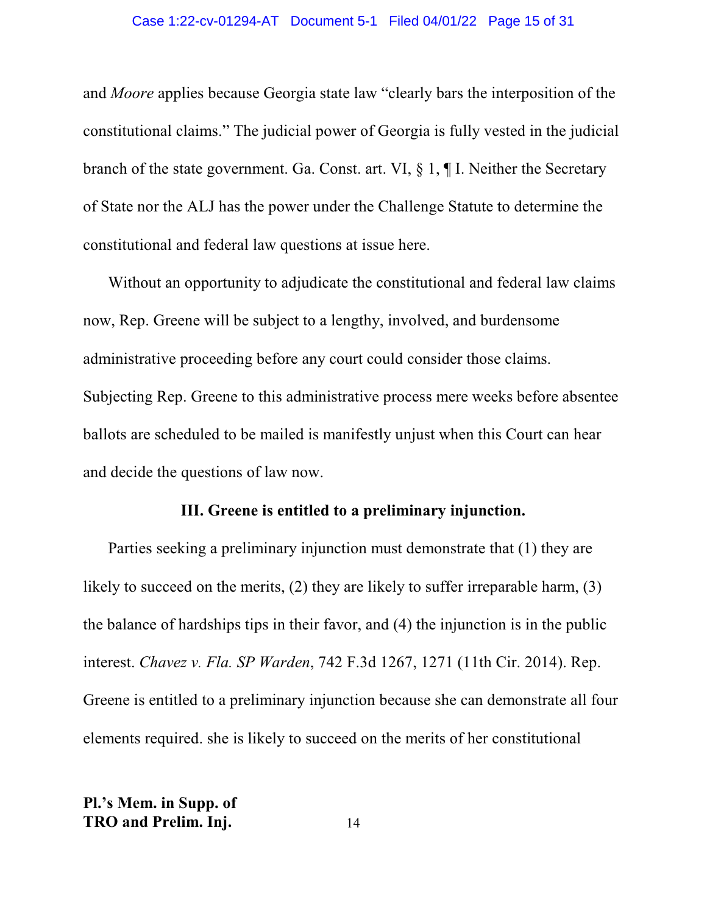and *Moore* applies because Georgia state law "clearly bars the interposition of the constitutional claims." The judicial power of Georgia is fully vested in the judicial branch of the state government. Ga. Const. art. VI, § 1, ¶ I. Neither the Secretary of State nor the ALJ has the power under the Challenge Statute to determine the constitutional and federal law questions at issue here.

Without an opportunity to adjudicate the constitutional and federal law claims now, Rep. Greene will be subject to a lengthy, involved, and burdensome administrative proceeding before any court could consider those claims. Subjecting Rep. Greene to this administrative process mere weeks before absentee ballots are scheduled to be mailed is manifestly unjust when this Court can hear and decide the questions of law now.

## III. Greene is entitled to a preliminary injunction.

Parties seeking a preliminary injunction must demonstrate that (1) they are likely to succeed on the merits, (2) they are likely to suffer irreparable harm, (3) the balance of hardships tips in their favor, and (4) the injunction is in the public interest. *Chavez v. Fla. SP Warden*, 742 F.3d 1267, 1271 (11th Cir. 2014). Rep. Greene is entitled to a preliminary injunction because she can demonstrate all four elements required. she is likely to succeed on the merits of her constitutional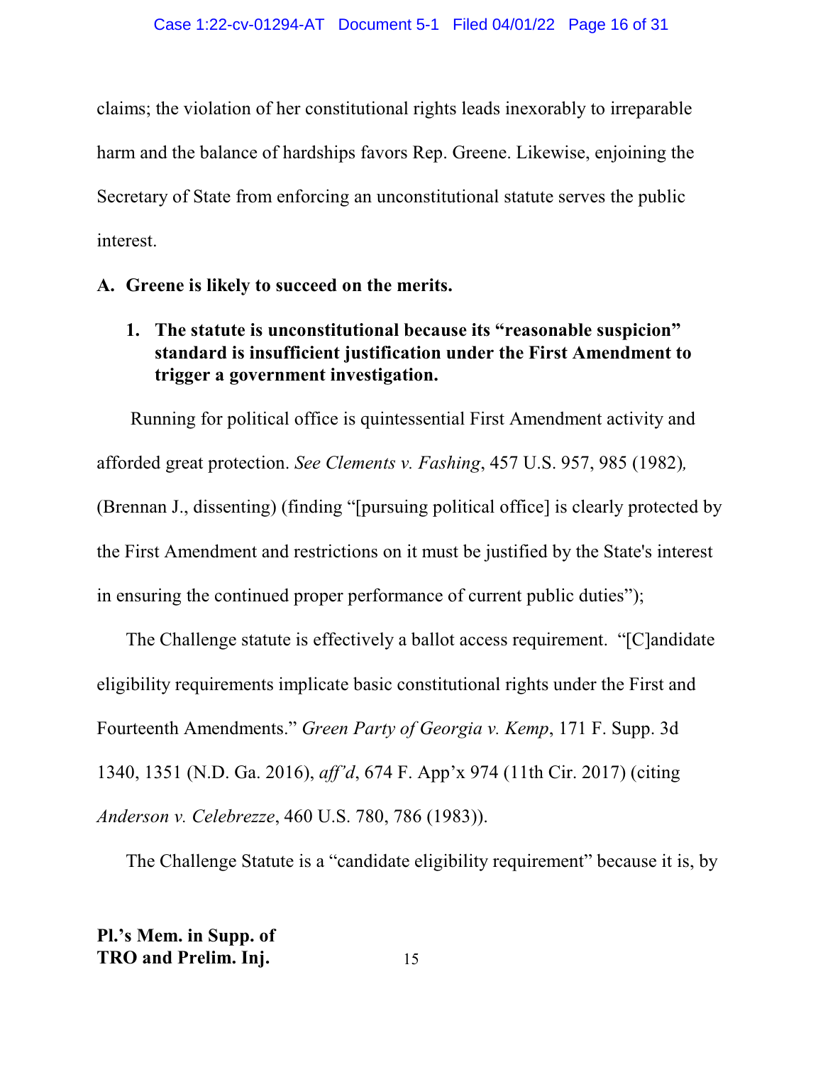claims; the violation of her constitutional rights leads inexorably to irreparable harm and the balance of hardships favors Rep. Greene. Likewise, enjoining the Secretary of State from enforcing an unconstitutional statute serves the public interest.

**A. Greene is likely to succeed on the merits.**

**1. The statute is unconstitutional because its "reasonable suspicion" standard is insufficient justification under the First Amendment to trigger a government investigation.**

Running for political office is quintessential First Amendment activity and afforded great protection. *See Clements v. Fashing*, 457 U.S. 957, 985 (1982), (Brennan J., dissenting) (finding "[pursuing political office] is clearly protected by the First Amendment and restrictions on it must be justified by the State's interest in ensuring the continued proper performance of current public duties");

The Challenge statute is effectively a ballot access requirement. "[C]andidate eligibility requirements implicate basic constitutional rights under the First and Fourteenth Amendments." *Green Party of Georgia v. Kemp*, 171 F. Supp. 3d 1340, 1351 (N.D. Ga. 2016), *aff'd*, 674 F. App'x 974 (11th Cir. 2017) (citing *Anderson v. Celebrezze*, 460 U.S. 780, 786 (1983)).

The Challenge Statute is a "candidate eligibility requirement" because it is, by

**Pl.'s Mem. in Supp. of TRO and Prelim. Inj.**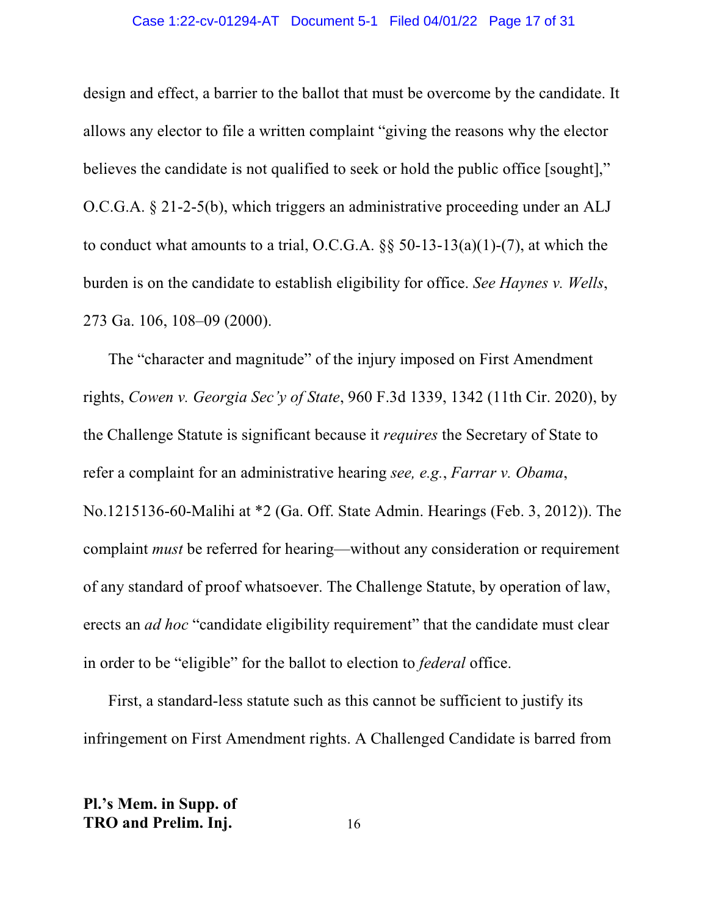design and effect, a barrier to the ballot that must be overcome by the candidate. It allows any elector to file a written complaint "giving the reasons why the elector believes the candidate is not qualified to seek or hold the public office [sought]," O.C.G.A. § 21-2-5(b), which triggers an administrative proceeding under an ALJ to conduct what amounts to a trial, O.C.G.A. §§ 50-13-13(a)(1)-(7), at which the burden is on the candidate to establish eligibility for office. *See Haynes v. Wells*, 273 Ga. 106, 108–09 (2000).

The "character and magnitude" of the injury imposed on First Amendment rights, *Cowen v. Georgia Sec'y of State*, 960 F.3d 1339, 1342 (11th Cir. 2020), by the Challenge Statute is significant because it *requires* the Secretary of State to refer a complaint for an administrative hearing *see, e.g.*, *Farrar v. Obama*, No.1215136-60-Malihi at *2 (Ga. Off. State Admin. Hearings (Feb. 3, 2012)). The complaint *must* be referred for hearing—without any consideration or requirement of any standard of proof whatsoever. The Challenge Statute, by operation of law, erects an *ad hoc* "candidate eligibility requirement" that the candidate must clear in order to be "eligible" for the ballot to election to *federal* office.

First, a standard-less statute such as this cannot be sufficient to justify its infringement on First Amendment rights. A Challenged Candidate is barred from

**Pl.'s Mem. in Supp. of TRO and Prelim. Inj.**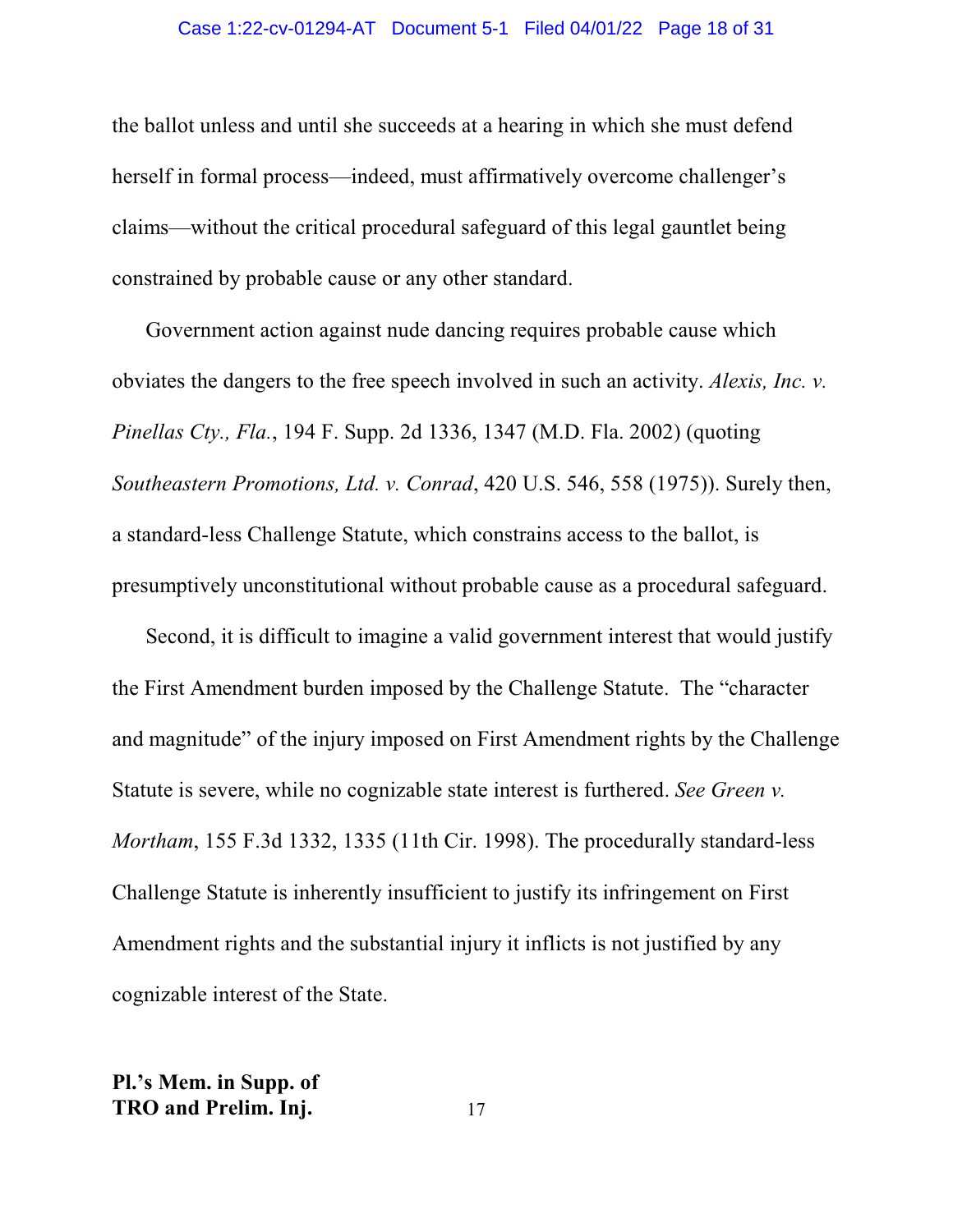the ballot unless and until she succeeds at a hearing in which she must defend herself in formal process—indeed, must affirmatively overcome challenger's claims—without the critical procedural safeguard of this legal gauntlet being constrained by probable cause or any other standard.

Government action against nude dancing requires probable cause which obviates the dangers to the free speech involved in such an activity. *Alexis, Inc. v. Pinellas Cty., Fla.*, 194 F. Supp. 2d 1336, 1347 (M.D. Fla. 2002) (quoting *Southeastern Promotions, Ltd. v. Conrad*, 420 U.S. 546, 558 (1975)). Surely then, a standard-less Challenge Statute, which constrains access to the ballot, is presumptively unconstitutional without probable cause as a procedural safeguard.

Second, it is difficult to imagine a valid government interest that would justify the First Amendment burden imposed by the Challenge Statute. The "character and magnitude" of the injury imposed on First Amendment rights by the Challenge Statute is severe, while no cognizable state interest is furthered. *See Green v. Mortham*, 155 F.3d 1332, 1335 (11th Cir. 1998). The procedurally standard-less Challenge Statute is inherently insufficient to justify its infringement on First Amendment rights and the substantial injury it inflicts is not justified by any cognizable interest of the State.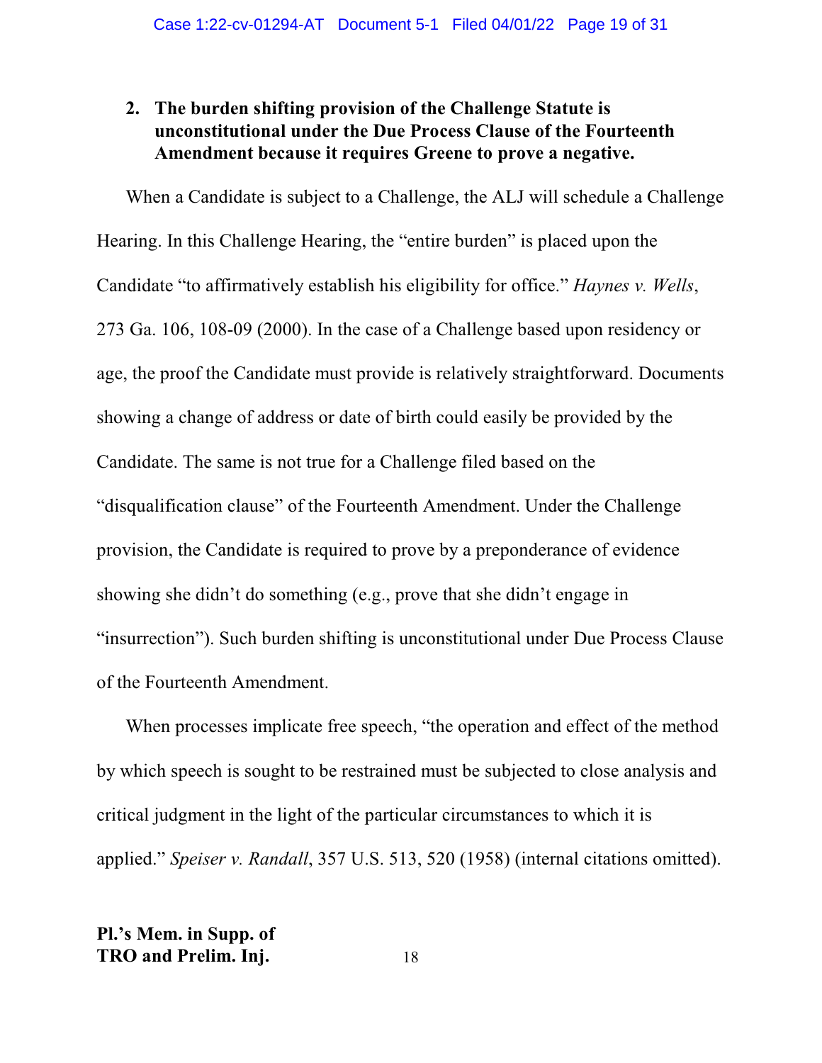**2. The burden shifting provision of the Challenge Statute is unconstitutional under the Due Process Clause of the Fourteenth Amendment because it requires Greene to prove a negative.**

When a Candidate is subject to a Challenge, the ALJ will schedule a Challenge Hearing. In this Challenge Hearing, the "entire burden" is placed upon the Candidate "to affirmatively establish his eligibility for office." *Haynes v. Wells*, 273 Ga. 106, 108-09 (2000). In the case of a Challenge based upon residency or age, the proof the Candidate must provide is relatively straightforward. Documents showing a change of address or date of birth could easily be provided by the Candidate. The same is not true for a Challenge filed based on the "disqualification clause" of the Fourteenth Amendment. Under the Challenge provision, the Candidate is required to prove by a preponderance of evidence showing she didn't do something (e.g., prove that she didn't engage in "insurrection"). Such burden shifting is unconstitutional under Due Process Clause of the Fourteenth Amendment.

When processes implicate free speech, "the operation and effect of the method by which speech is sought to be restrained must be subjected to close analysis and critical judgment in the light of the particular circumstances to which it is applied." *Speiser v. Randall*, 357 U.S. 513, 520 (1958) (internal citations omitted).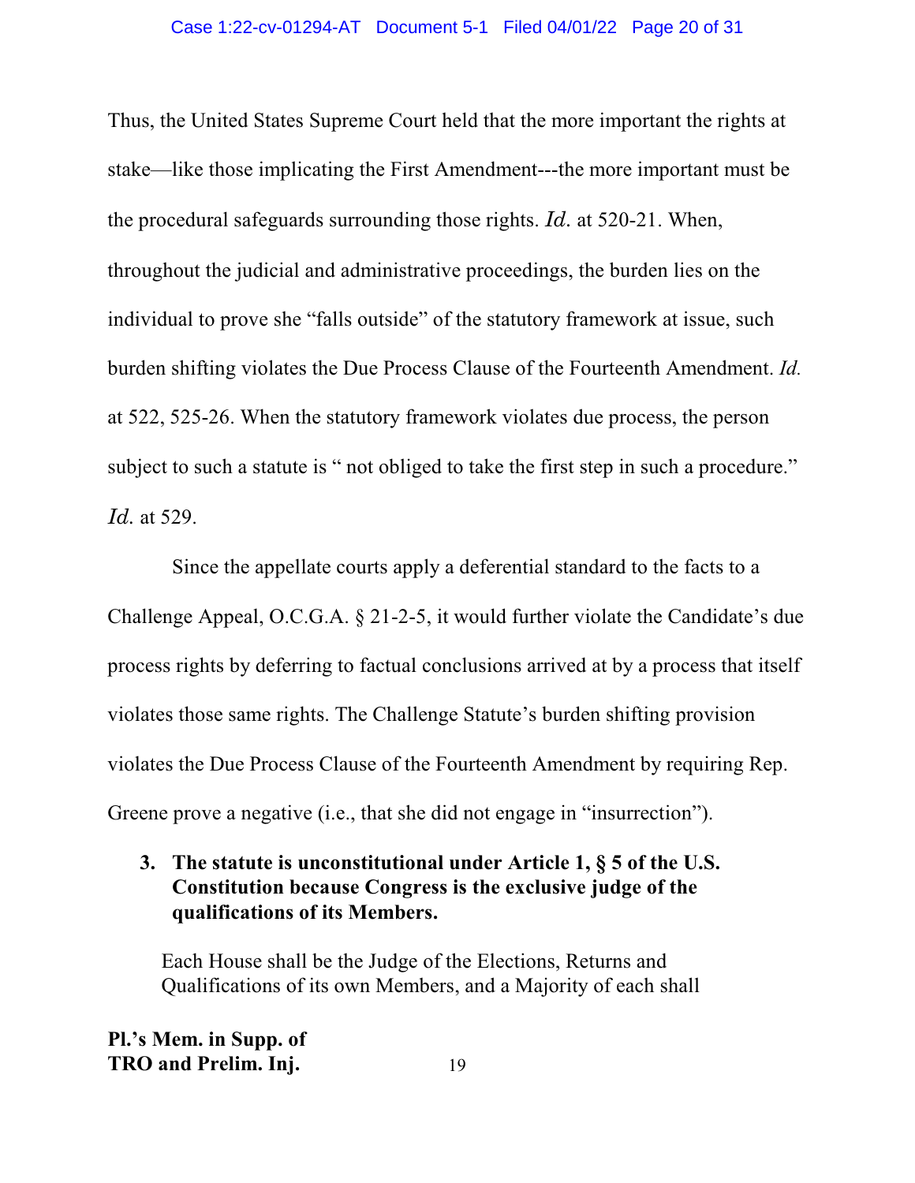Thus, the United States Supreme Court held that the more important the rights at stake—like those implicating the First Amendment---the more important must be the procedural safeguards surrounding those rights. *Id.* at 520-21. When, throughout the judicial and administrative proceedings, the burden lies on the individual to prove she "falls outside" of the statutory framework at issue, such burden shifting violates the Due Process Clause of the Fourteenth Amendment. *Id.* at 522, 525-26. When the statutory framework violates due process, the person subject to such a statute is " not obliged to take the first step in such a procedure." *Id.* at 529.

Since the appellate courts apply a deferential standard to the facts to a Challenge Appeal, O.C.G.A. § 21-2-5, it would further violate the Candidate's due process rights by deferring to factual conclusions arrived at by a process that itself violates those same rights. The Challenge Statute's burden shifting provision violates the Due Process Clause of the Fourteenth Amendment by requiring Rep. Greene prove a negative (i.e., that she did not engage in "insurrection").

**3. The statute is unconstitutional under Article 1, § 5 of the U.S. Constitution because Congress is the exclusive judge of the qualifications of its Members.**

> Each House shall be the Judge of the Elections, Returns and Qualifications of its own Members, and a Majority of each shall

**Pl.'s Mem. in Supp. of TRO and Prelim. Inj.**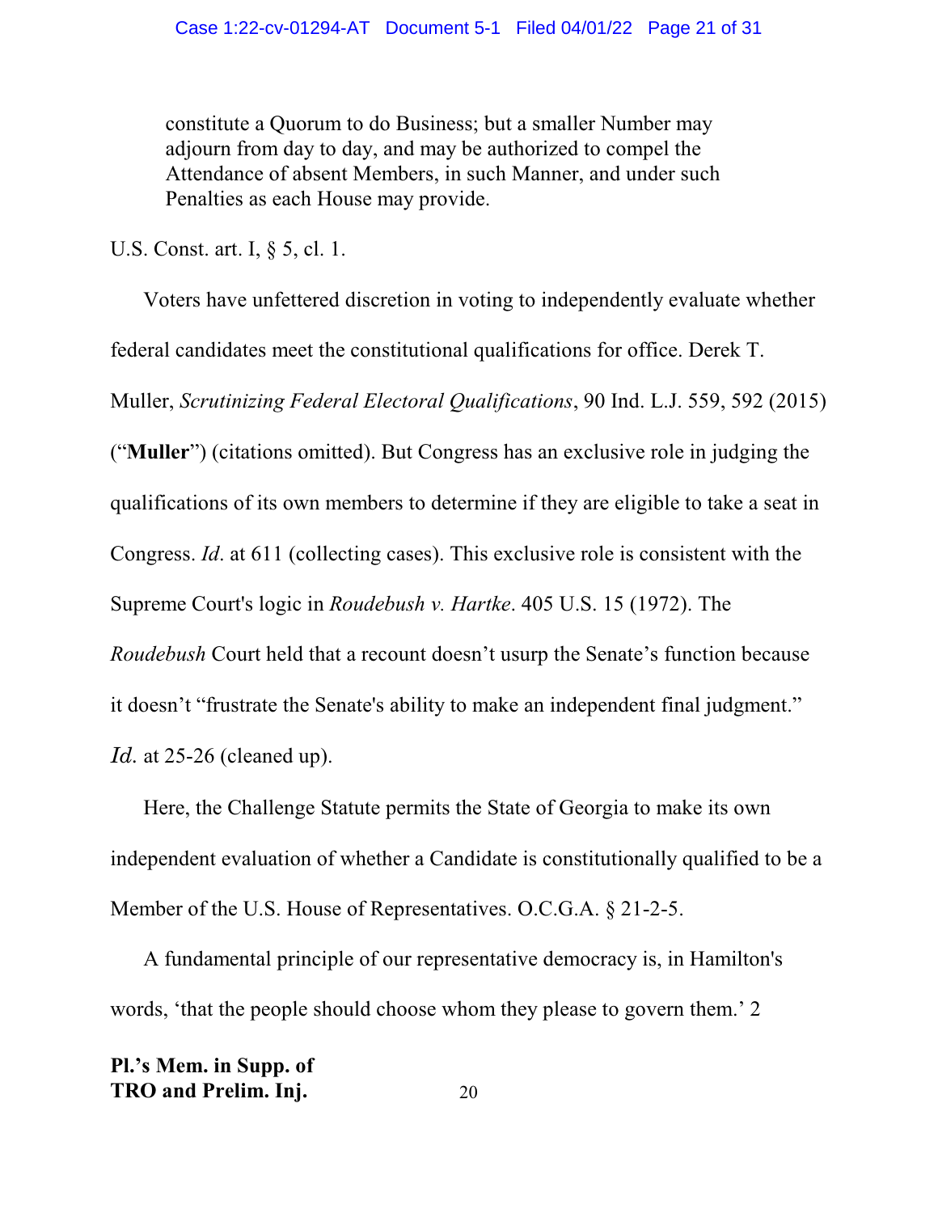> constitute a Quorum to do Business; but a smaller Number may adjourn from day to day, and may be authorized to compel the Attendance of absent Members, in such Manner, and under such Penalties as each House may provide.

U.S. Const. art. I, § 5, cl. 1.

Voters have unfettered discretion in voting to independently evaluate whether federal candidates meet the constitutional qualifications for office. Derek T. Muller, *Scrutinizing Federal Electoral Qualifications*, 90 Ind. L.J. 559, 592 (2015) ("**Muller**") (citations omitted). But Congress has an exclusive role in judging the qualifications of its own members to determine if they are eligible to take a seat in Congress. *Id*. at 611 (collecting cases). This exclusive role is consistent with the Supreme Court's logic in *Roudebush v. Hartke*. 405 U.S. 15 (1972). The *Roudebush* Court held that a recount doesn't usurp the Senate's function because it doesn't "frustrate the Senate's ability to make an independent final judgment." *Id*. at 25-26 (cleaned up).

Here, the Challenge Statute permits the State of Georgia to make its own independent evaluation of whether a Candidate is constitutionally qualified to be a Member of the U.S. House of Representatives. O.C.G.A. § 21-2-5.

A fundamental principle of our representative democracy is, in Hamilton's words, 'that the people should choose whom they please to govern them.' 2

**Pl.'s Mem. in Supp. of TRO and Prelim. Inj.**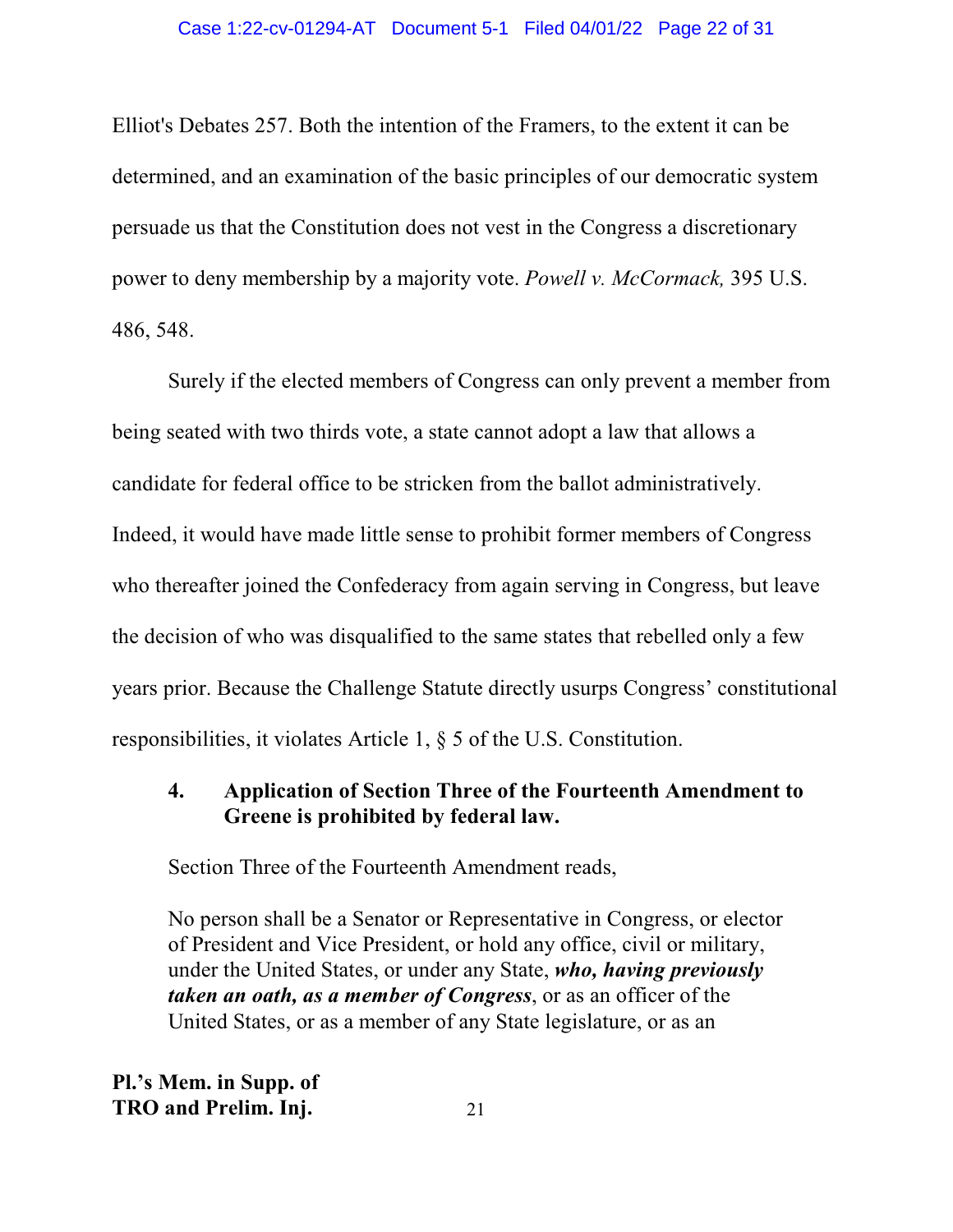Elliot's Debates 257. Both the intention of the Framers, to the extent it can be determined, and an examination of the basic principles of our democratic system persuade us that the Constitution does not vest in the Congress a discretionary power to deny membership by a majority vote. *Powell v. McCormack,* 395 U.S. 486, 548.

Surely if the elected members of Congress can only prevent a member from being seated with two thirds vote, a state cannot adopt a law that allows a candidate for federal office to be stricken from the ballot administratively. Indeed, it would have made little sense to prohibit former members of Congress who thereafter joined the Confederacy from again serving in Congress, but leave the decision of who was disqualified to the same states that rebelled only a few years prior. Because the Challenge Statute directly usurps Congress' constitutional responsibilities, it violates Article 1, § 5 of the U.S. Constitution.

**4. Application of Section Three of the Fourteenth Amendment to Greene is prohibited by federal law.**

Section Three of the Fourteenth Amendment reads,

> No person shall be a Senator or Representative in Congress, or elector of President and Vice President, or hold any office, civil or military, under the United States, or under any State, ***who, having previously taken an oath, as a member of Congress***, or as an officer of the United States, or as a member of any State legislature, or as an

**Pl.'s Mem. in Supp. of TRO and Prelim. Inj.**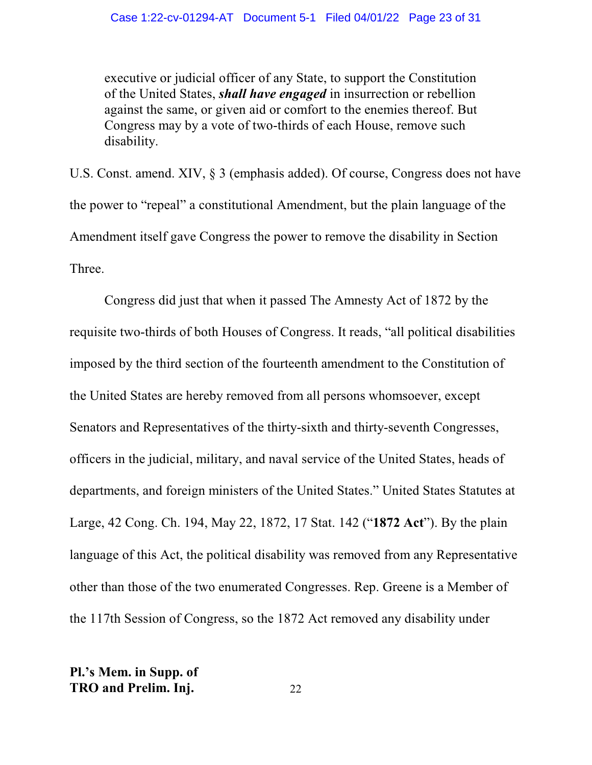> executive or judicial officer of any State, to support the Constitution of the United States, ***shall have engaged*** in insurrection or rebellion against the same, or given aid or comfort to the enemies thereof. But Congress may by a vote of two-thirds of each House, remove such disability.

U.S. Const. amend. XIV, § 3 (emphasis added). Of course, Congress does not have the power to "repeal" a constitutional Amendment, but the plain language of the Amendment itself gave Congress the power to remove the disability in Section Three.

Congress did just that when it passed The Amnesty Act of 1872 by the requisite two-thirds of both Houses of Congress. It reads, "all political disabilities imposed by the third section of the fourteenth amendment to the Constitution of the United States are hereby removed from all persons whomsoever, except Senators and Representatives of the thirty-sixth and thirty-seventh Congresses, officers in the judicial, military, and naval service of the United States, heads of departments, and foreign ministers of the United States." United States Statutes at Large, 42 Cong. Ch. 194, May 22, 1872, 17 Stat. 142 ("**1872 Act**"). By the plain language of this Act, the political disability was removed from any Representative other than those of the two enumerated Congresses. Rep. Greene is a Member of the 117th Session of Congress, so the 1872 Act removed any disability under

**Pl.'s Mem. in Supp. of TRO and Prelim. Inj.**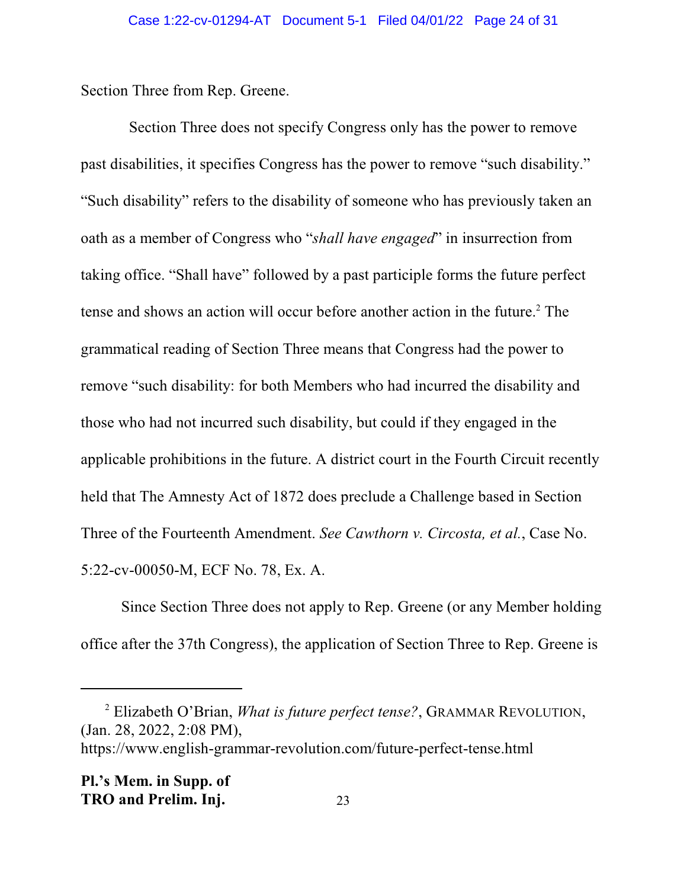Section Three from Rep. Greene.

Section Three does not specify Congress only has the power to remove past disabilities, it specifies Congress has the power to remove "such disability." "Such disability" refers to the disability of someone who has previously taken an oath as a member of Congress who "*shall have engaged*" in insurrection from taking office. "Shall have" followed by a past participle forms the future perfect tense and shows an action will occur before another action in the future.[2] The grammatical reading of Section Three means that Congress had the power to remove "such disability: for both Members who had incurred the disability and those who had not incurred such disability, but could if they engaged in the applicable prohibitions in the future. A district court in the Fourth Circuit recently held that The Amnesty Act of 1872 does preclude a Challenge based in Section Three of the Fourteenth Amendment. *See Cawthorn v. Circosta, et al.*, Case No. 5:22-cv-00050-M, ECF No. 78, Ex. A.

Since Section Three does not apply to Rep. Greene (or any Member holding office after the 37th Congress), the application of Section Three to Rep. Greene is

---

[2] Elizabeth O'Brian, *What is future perfect tense?*, GRAMMAR REVOLUTION, (Jan. 28, 2022, 2:08 PM), https://www.english-grammar-revolution.com/future-perfect-tense.html

**Pl.'s Mem. in Supp. of TRO and Prelim. Inj.**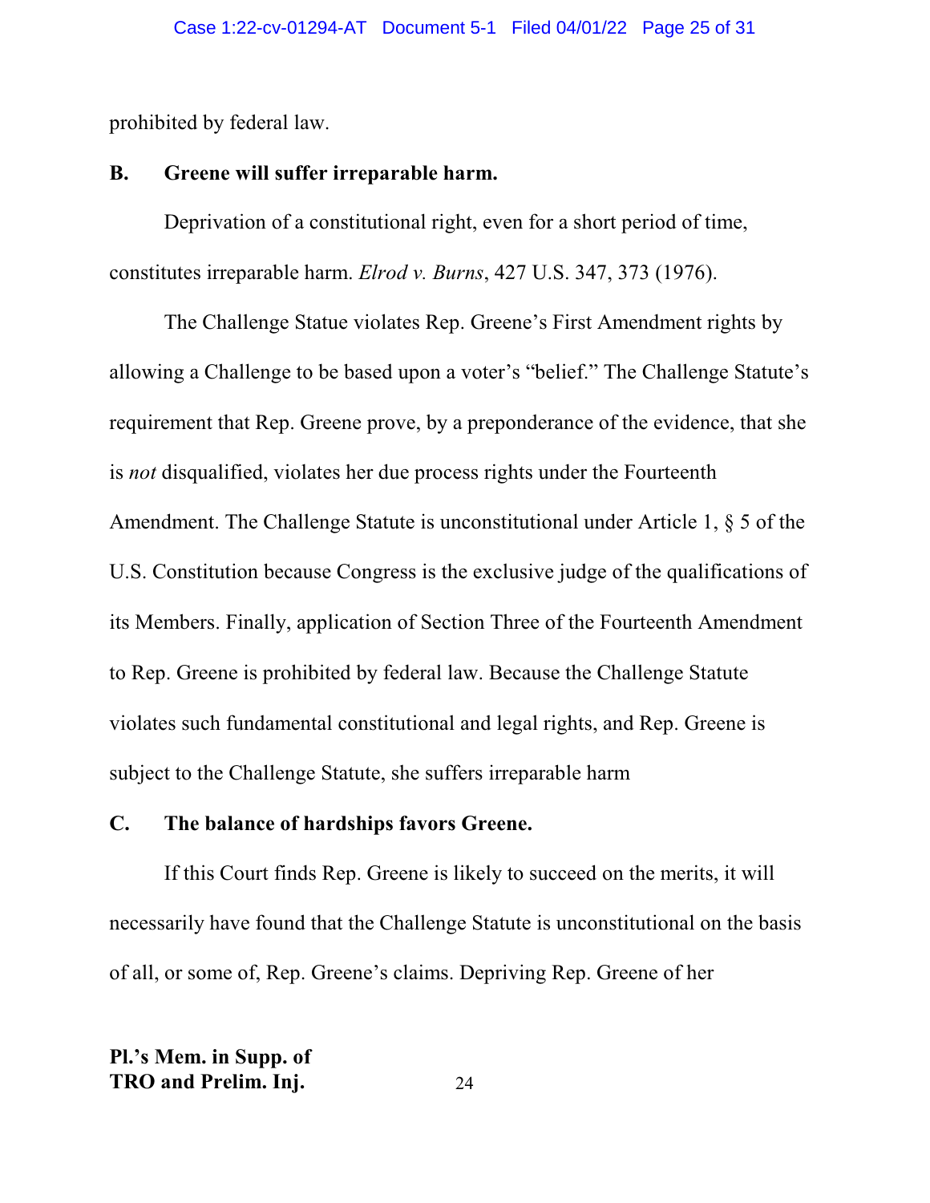prohibited by federal law.

**B. Greene will suffer irreparable harm.**

Deprivation of a constitutional right, even for a short period of time, constitutes irreparable harm. *Elrod v. Burns*, 427 U.S. 347, 373 (1976).

The Challenge Statue violates Rep. Greene's First Amendment rights by allowing a Challenge to be based upon a voter's "belief." The Challenge Statute's requirement that Rep. Greene prove, by a preponderance of the evidence, that she is *not* disqualified, violates her due process rights under the Fourteenth Amendment. The Challenge Statute is unconstitutional under Article 1, § 5 of the U.S. Constitution because Congress is the exclusive judge of the qualifications of its Members. Finally, application of Section Three of the Fourteenth Amendment to Rep. Greene is prohibited by federal law. Because the Challenge Statute violates such fundamental constitutional and legal rights, and Rep. Greene is subject to the Challenge Statute, she suffers irreparable harm

**C. The balance of hardships favors Greene.**

If this Court finds Rep. Greene is likely to succeed on the merits, it will necessarily have found that the Challenge Statute is unconstitutional on the basis of all, or some of, Rep. Greene's claims. Depriving Rep. Greene of her

**Pl.'s Mem. in Supp. of TRO and Prelim. Inj.**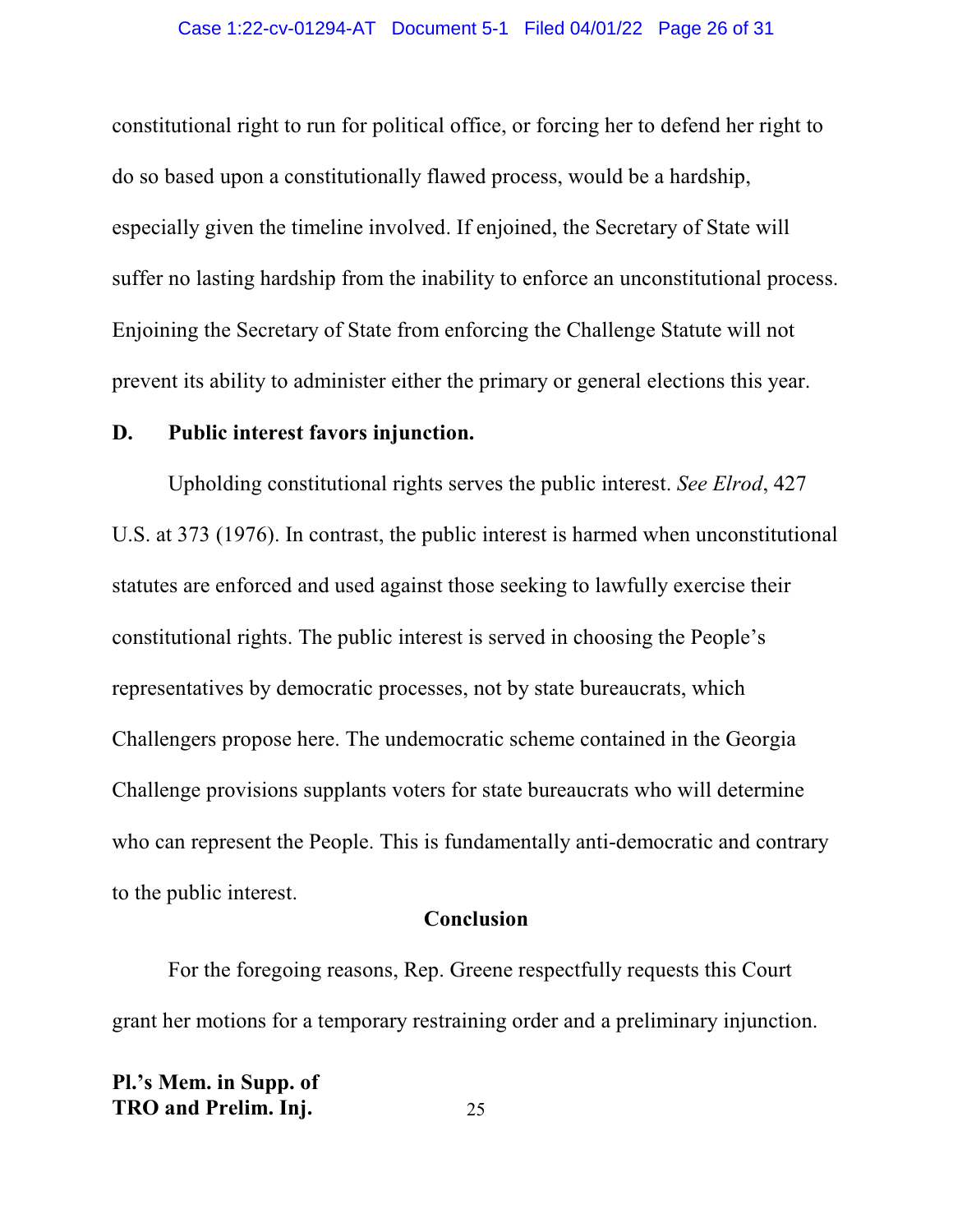constitutional right to run for political office, or forcing her to defend her right to do so based upon a constitutionally flawed process, would be a hardship, especially given the timeline involved. If enjoined, the Secretary of State will suffer no lasting hardship from the inability to enforce an unconstitutional process. Enjoining the Secretary of State from enforcing the Challenge Statute will not prevent its ability to administer either the primary or general elections this year.

### D. Public interest favors injunction.

Upholding constitutional rights serves the public interest. *See Elrod*, 427 U.S. at 373 (1976). In contrast, the public interest is harmed when unconstitutional statutes are enforced and used against those seeking to lawfully exercise their constitutional rights. The public interest is served in choosing the People's representatives by democratic processes, not by state bureaucrats, which Challengers propose here. The undemocratic scheme contained in the Georgia Challenge provisions supplants voters for state bureaucrats who will determine who can represent the People. This is fundamentally anti-democratic and contrary to the public interest.

## Conclusion

For the foregoing reasons, Rep. Greene respectfully requests this Court grant her motions for a temporary restraining order and a preliminary injunction.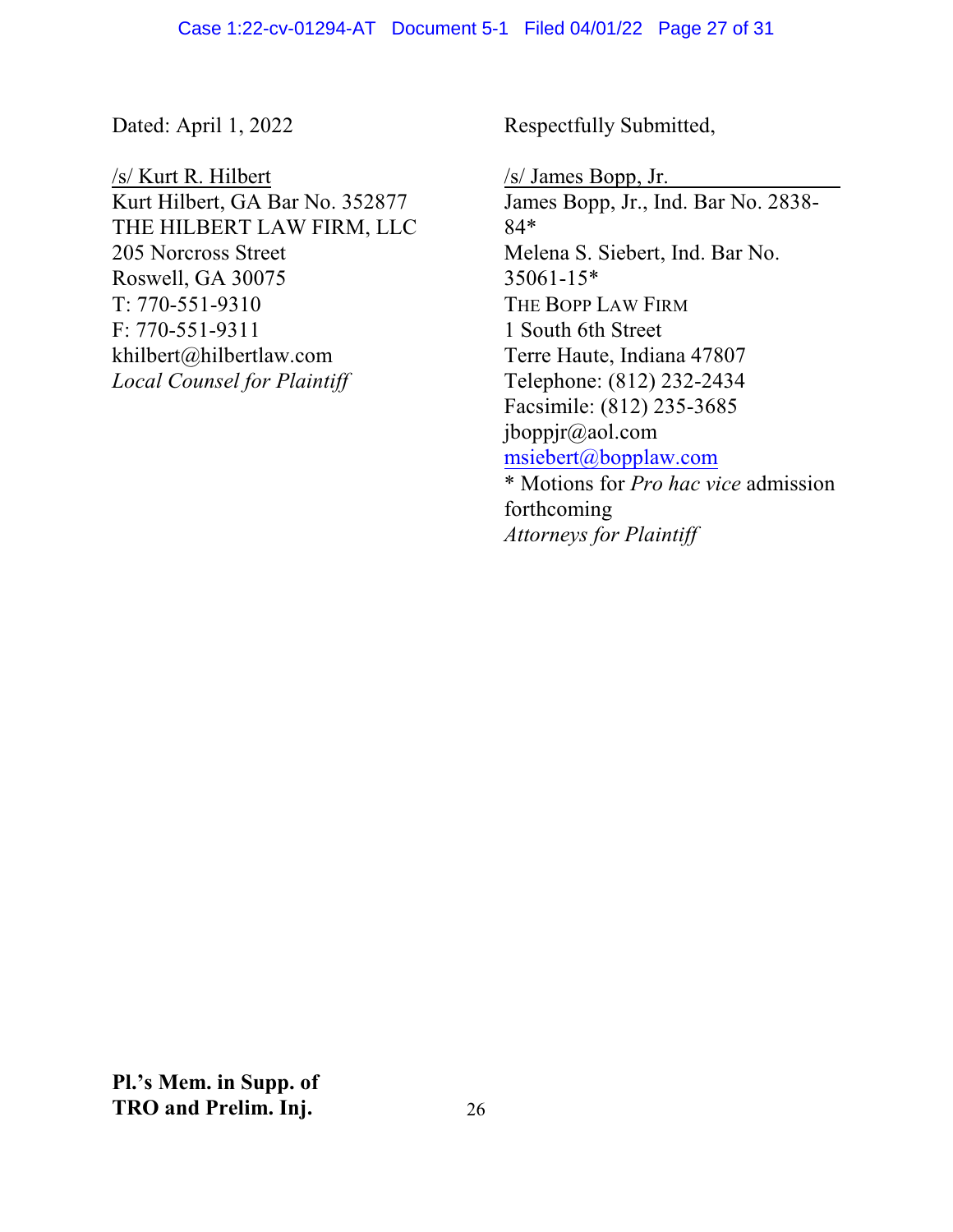Dated: April 1, 2022

Respectfully Submitted,

/s/ Kurt R. Hilbert
Kurt Hilbert, GA Bar No. 352877
THE HILBERT LAW FIRM, LLC
205 Norcross Street
Roswell, GA 30075
T: 770-551-9310
F: 770-551-9311
khilbert@hilbertlaw.com
*Local Counsel for Plaintiff*

/s/ James Bopp, Jr.
James Bopp, Jr., Ind. Bar No. 2838-84*
Melena S. Siebert, Ind. Bar No. 35061-15*
THE BOPP LAW FIRM
1 South 6th Street
Terre Haute, Indiana 47807
Telephone: (812) 232-2434
Facsimile: (812) 235-3685
jboppjr@aol.com
msiebert@bopplaw.com
* Motions for *Pro hac vice* admission forthcoming
*Attorneys for Plaintiff*

**Pl.'s Mem. in Supp. of TRO and Prelim. Inj.**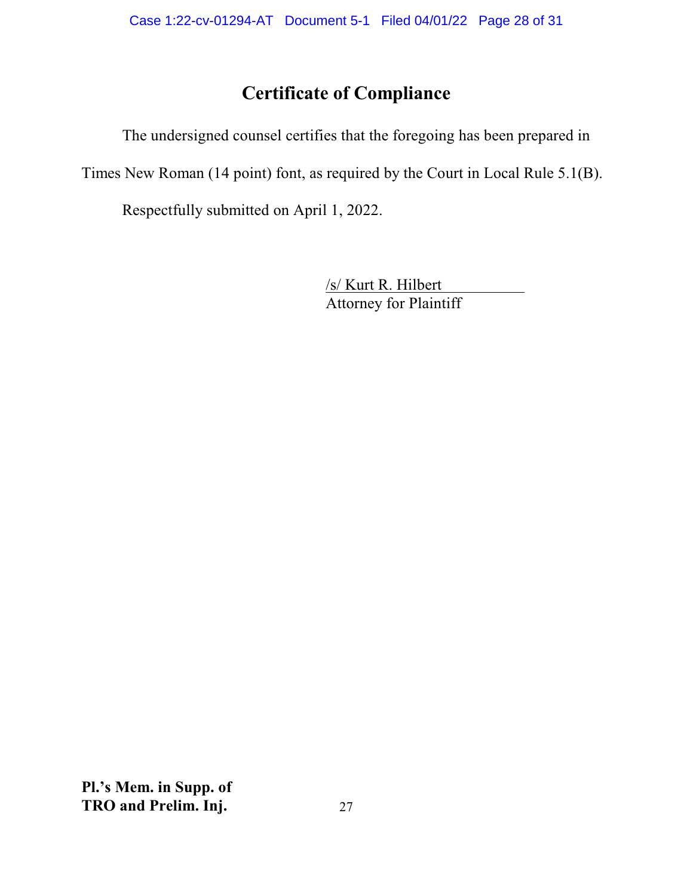# Certificate of Compliance

The undersigned counsel certifies that the foregoing has been prepared in Times New Roman (14 point) font, as required by the Court in Local Rule 5.1(B).

Respectfully submitted on April 1, 2022.

/s/ Kurt R. Hilbert
Attorney for Plaintiff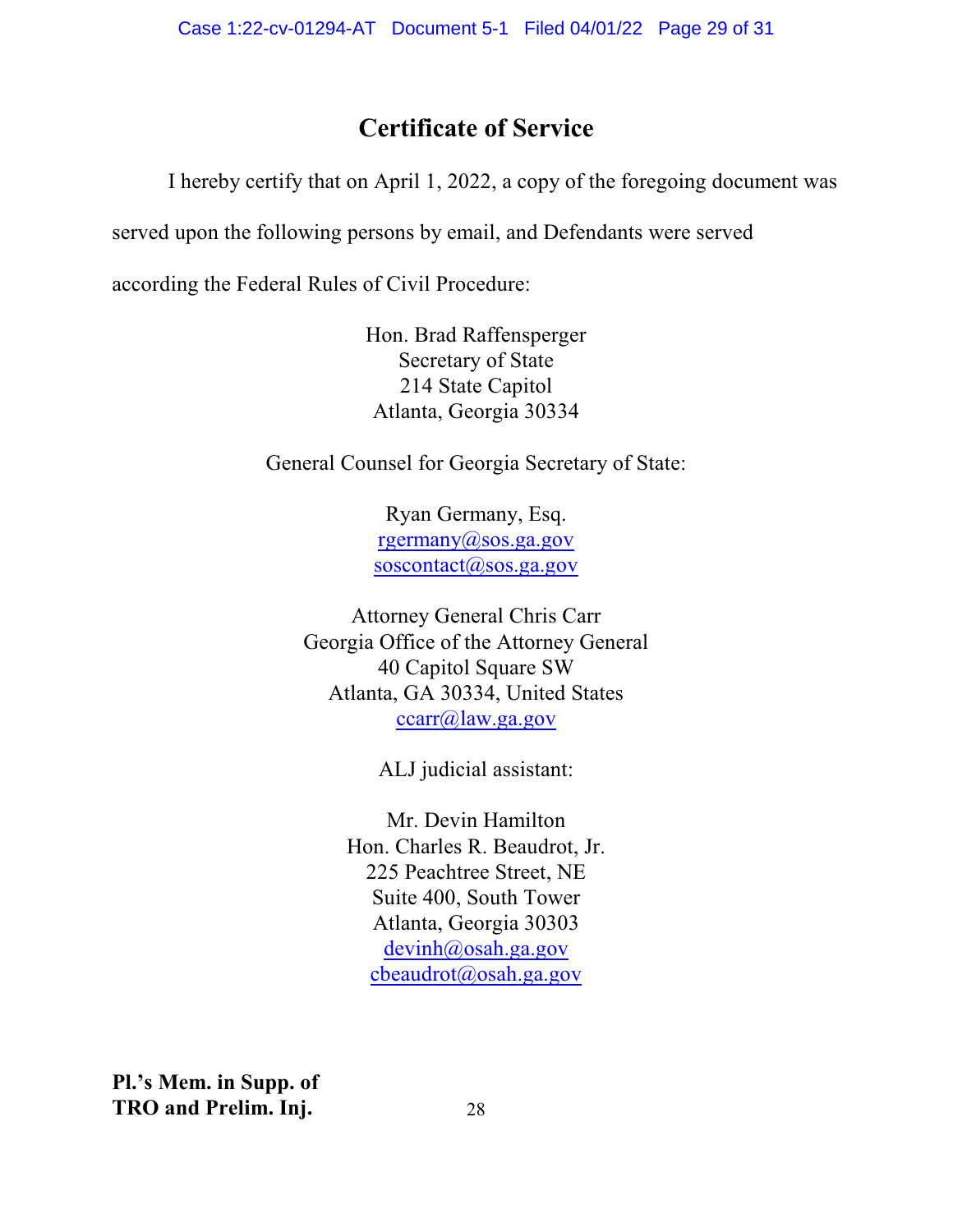# Certificate of Service

I hereby certify that on April 1, 2022, a copy of the foregoing document was served upon the following persons by email, and Defendants were served according the Federal Rules of Civil Procedure:

Hon. Brad Raffensperger
Secretary of State
214 State Capitol
Atlanta, Georgia 30334

General Counsel for Georgia Secretary of State:

Ryan Germany, Esq.
rgermany@sos.ga.gov
soscontact@sos.ga.gov

Attorney General Chris Carr
Georgia Office of the Attorney General
40 Capitol Square SW
Atlanta, GA 30334, United States
ccarr@law.ga.gov

ALJ judicial assistant:

Mr. Devin Hamilton
Hon. Charles R. Beaudrot, Jr.
225 Peachtree Street, NE
Suite 400, South Tower
Atlanta, Georgia 30303
devinh@osah.ga.gov
cbeaudrot@osah.ga.gov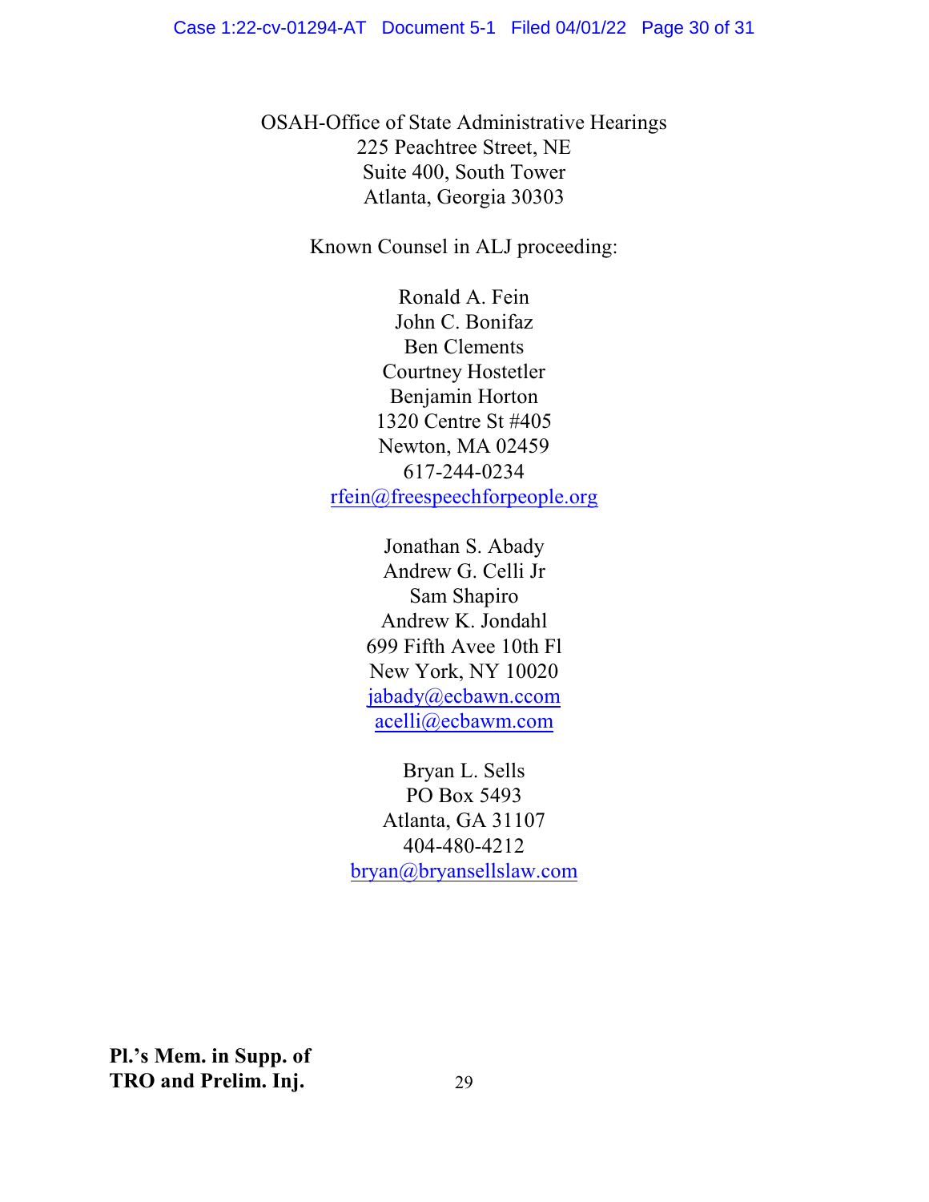OSAH-Office of State Administrative Hearings
225 Peachtree Street, NE
Suite 400, South Tower
Atlanta, Georgia 30303

Known Counsel in ALJ proceeding:

Ronald A. Fein
John C. Bonifaz
Ben Clements
Courtney Hostetler
Benjamin Horton
1320 Centre St #405
Newton, MA 02459
617-244-0234
rfein@freespeechforpeople.org

Jonathan S. Abady
Andrew G. Celli Jr
Sam Shapiro
Andrew K. Jondahl
699 Fifth Avee 10th Fl
New York, NY 10020
jabady@ecbawn.ccom
acelli@ecbawm.com

Bryan L. Sells
PO Box 5493
Atlanta, GA 31107
404-480-4212
bryan@bryansellslaw.com

**Pl.'s Mem. in Supp. of TRO and Prelim. Inj.**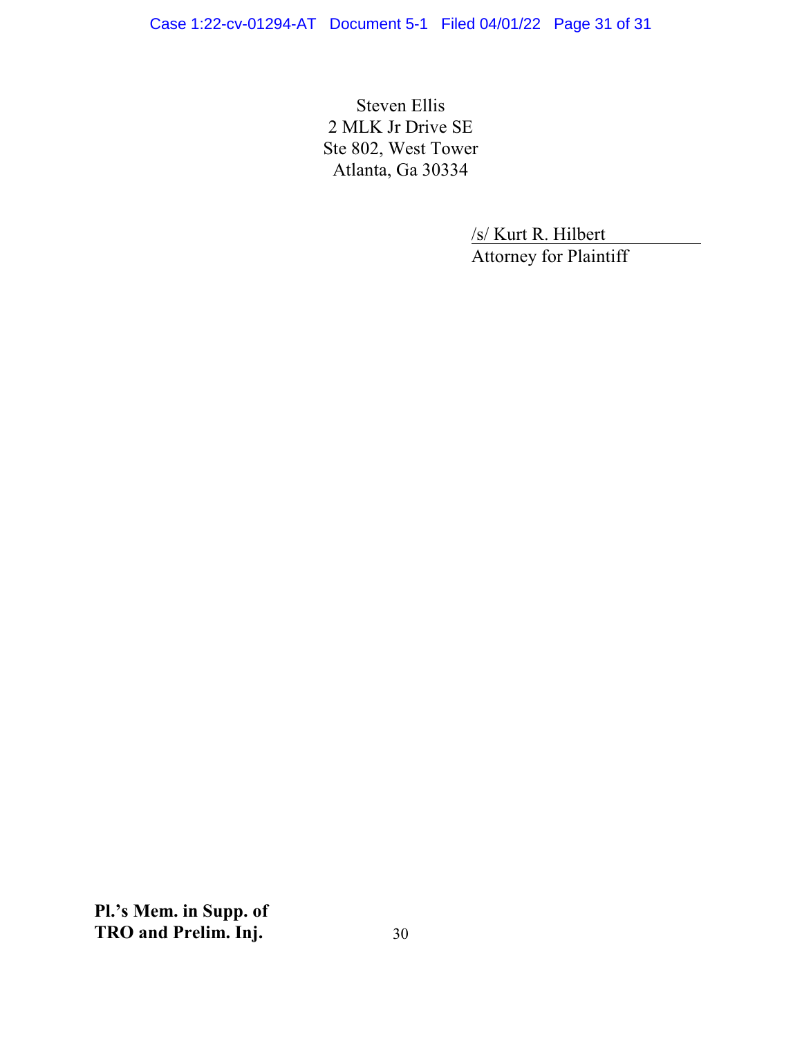Steven Ellis
2 MLK Jr Drive SE
Ste 802, West Tower
Atlanta, Ga 30334

/s/ Kurt R. Hilbert
Attorney for Plaintiff